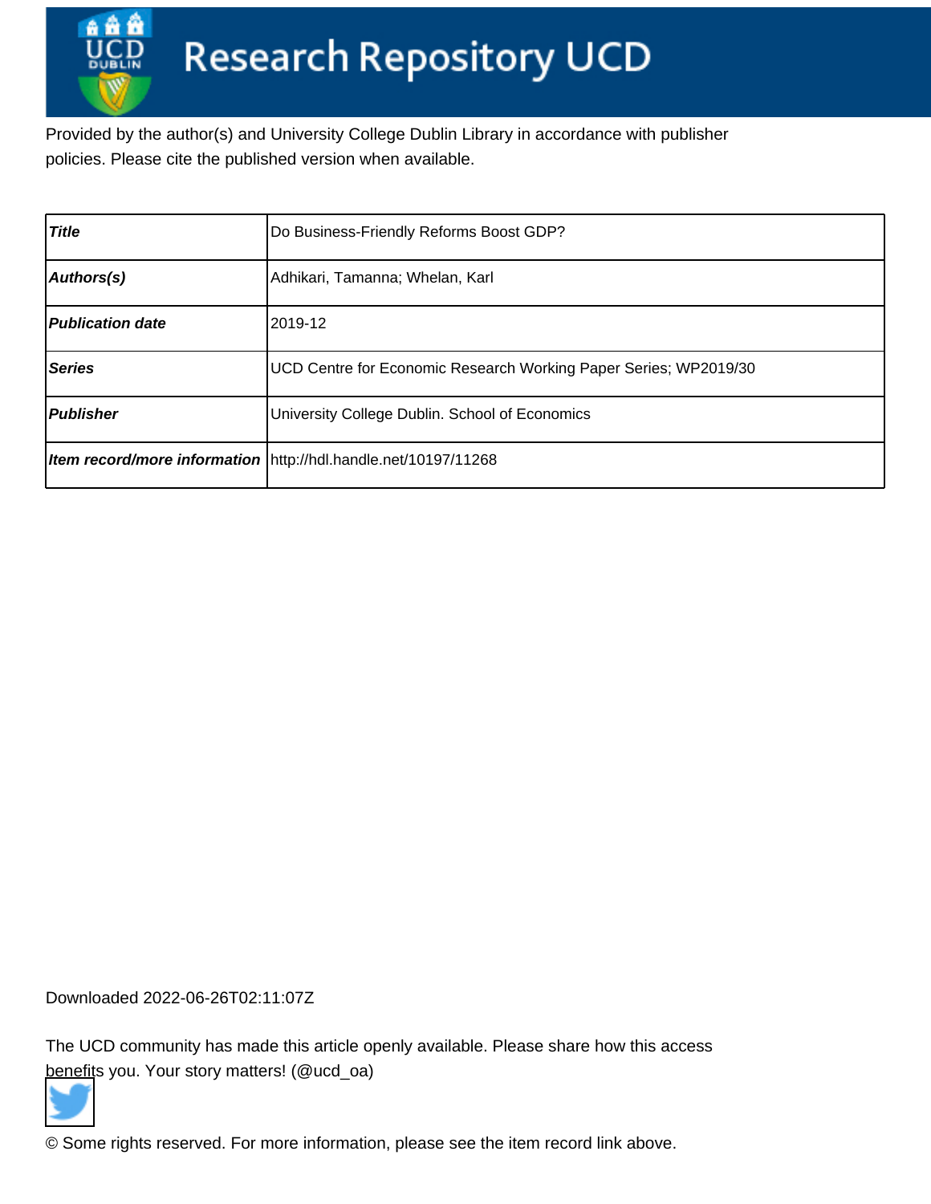# Research Repository UCD

Provided by the author(s) and University College Dublin Library in accordance with publisher policies. Please cite the published version when available.

| Title | Do Business-Friendly Reforms Boost GDP? |
|---|---|
| Authors(s) | Adhikari, Tamanna; Whelan, Karl |
| Publication date | 2019-12 |
| Series | UCD Centre for Economic Research Working Paper Series; WP2019/30 |
| Publisher | University College Dublin. School of Economics |
| Item record/more information | http://hdl.handle.net/10197/11268 |

Downloaded 2022-06-26T02:11:07Z

The UCD community has made this article openly available. Please share how this access benefits you. Your story matters! (@ucd_oa)

© Some rights reserved. For more information, please see the item record link above.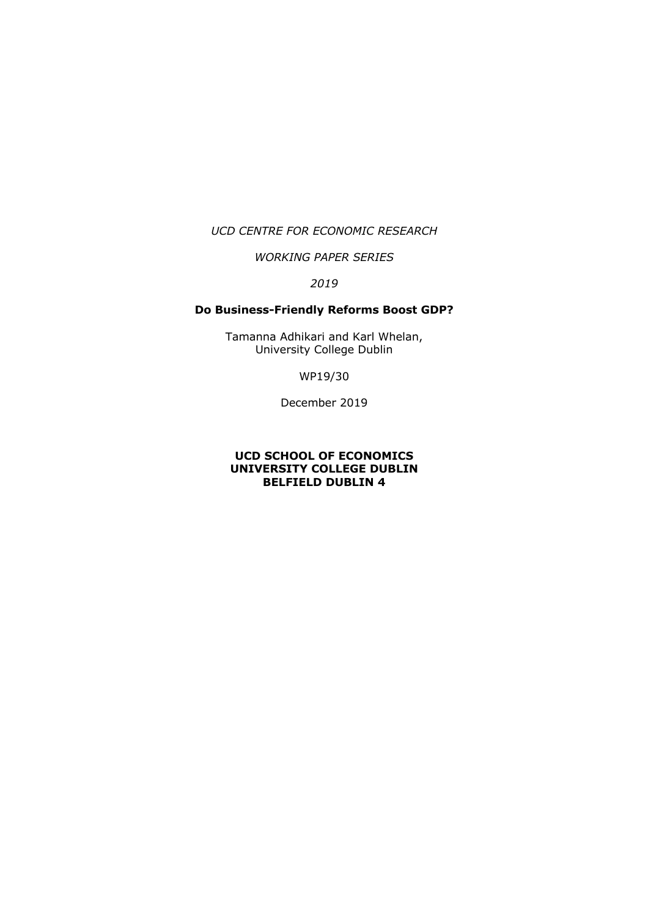*UCD CENTRE FOR ECONOMIC RESEARCH*

*WORKING PAPER SERIES*

*2019*

**Do Business-Friendly Reforms Boost GDP?**

Tamanna Adhikari and Karl Whelan,
University College Dublin

WP19/30

December 2019

**UCD SCHOOL OF ECONOMICS**
**UNIVERSITY COLLEGE DUBLIN**
**BELFIELD DUBLIN 4**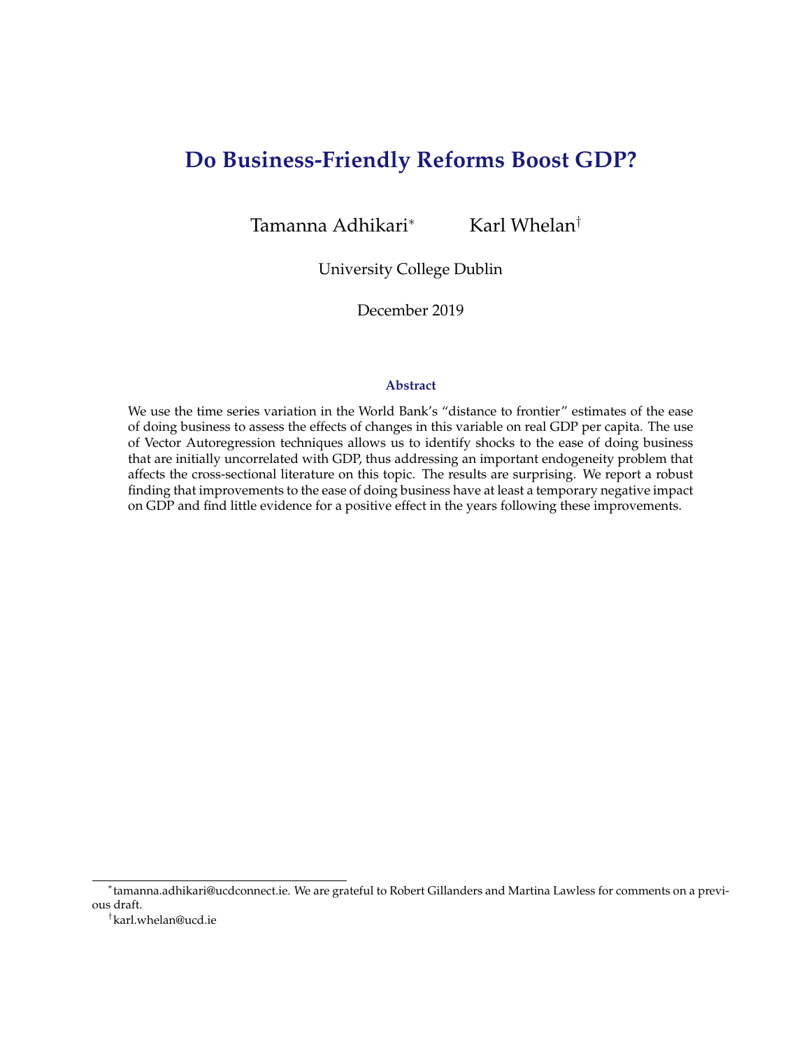# Do Business-Friendly Reforms Boost GDP?

Tamanna Adhikari[*] Karl Whelan[†]

University College Dublin

December 2019

### Abstract

We use the time series variation in the World Bank's "distance to frontier" estimates of the ease of doing business to assess the effects of changes in this variable on real GDP per capita. The use of Vector Autoregression techniques allows us to identify shocks to the ease of doing business that are initially uncorrelated with GDP, thus addressing an important endogeneity problem that affects the cross-sectional literature on this topic. The results are surprising. We report a robust finding that improvements to the ease of doing business have at least a temporary negative impact on GDP and find little evidence for a positive effect in the years following these improvements.

[*] tamanna.adhikari@ucdconnect.ie. We are grateful to Robert Gillanders and Martina Lawless for comments on a previous draft.

[†] karl.whelan@ucd.ie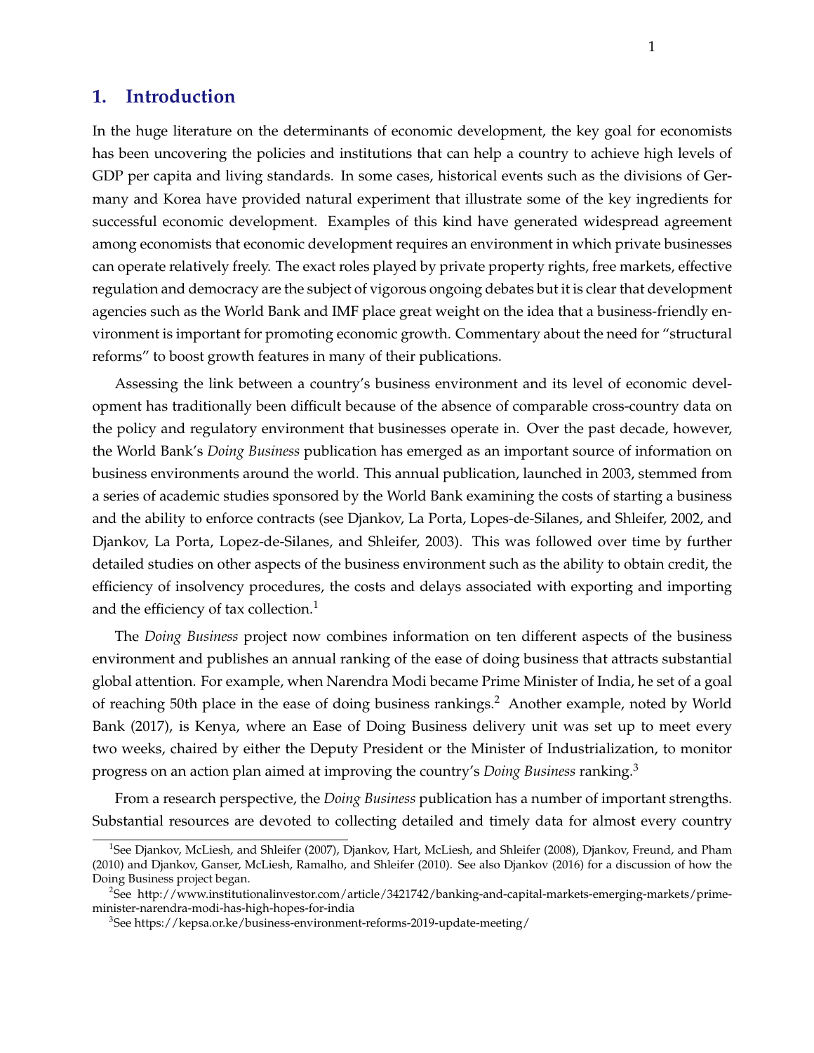## 1. Introduction

In the huge literature on the determinants of economic development, the key goal for economists has been uncovering the policies and institutions that can help a country to achieve high levels of GDP per capita and living standards. In some cases, historical events such as the divisions of Germany and Korea have provided natural experiment that illustrate some of the key ingredients for successful economic development. Examples of this kind have generated widespread agreement among economists that economic development requires an environment in which private businesses can operate relatively freely. The exact roles played by private property rights, free markets, effective regulation and democracy are the subject of vigorous ongoing debates but it is clear that development agencies such as the World Bank and IMF place great weight on the idea that a business-friendly environment is important for promoting economic growth. Commentary about the need for "structural reforms" to boost growth features in many of their publications.

Assessing the link between a country's business environment and its level of economic development has traditionally been difficult because of the absence of comparable cross-country data on the policy and regulatory environment that businesses operate in. Over the past decade, however, the World Bank's *Doing Business* publication has emerged as an important source of information on business environments around the world. This annual publication, launched in 2003, stemmed from a series of academic studies sponsored by the World Bank examining the costs of starting a business and the ability to enforce contracts (see Djankov, La Porta, Lopes-de-Silanes, and Shleifer, 2002, and Djankov, La Porta, Lopez-de-Silanes, and Shleifer, 2003). This was followed over time by further detailed studies on other aspects of the business environment such as the ability to obtain credit, the efficiency of insolvency procedures, the costs and delays associated with exporting and importing and the efficiency of tax collection.[1]

The *Doing Business* project now combines information on ten different aspects of the business environment and publishes an annual ranking of the ease of doing business that attracts substantial global attention. For example, when Narendra Modi became Prime Minister of India, he set of a goal of reaching 50th place in the ease of doing business rankings.[2] Another example, noted by World Bank (2017), is Kenya, where an Ease of Doing Business delivery unit was set up to meet every two weeks, chaired by either the Deputy President or the Minister of Industrialization, to monitor progress on an action plan aimed at improving the country's *Doing Business* ranking.[3]

From a research perspective, the *Doing Business* publication has a number of important strengths. Substantial resources are devoted to collecting detailed and timely data for almost every country

[1] See Djankov, McLiesh, and Shleifer (2007), Djankov, Hart, McLiesh, and Shleifer (2008), Djankov, Freund, and Pham (2010) and Djankov, Ganser, McLiesh, Ramalho, and Shleifer (2010). See also Djankov (2016) for a discussion of how the Doing Business project began.

[2] See http://www.institutionalinvestor.com/article/3421742/banking-and-capital-markets-emerging-markets/prime-minister-narendra-modi-has-high-hopes-for-india

[3] See https://kepsa.or.ke/business-environment-reforms-2019-update-meeting/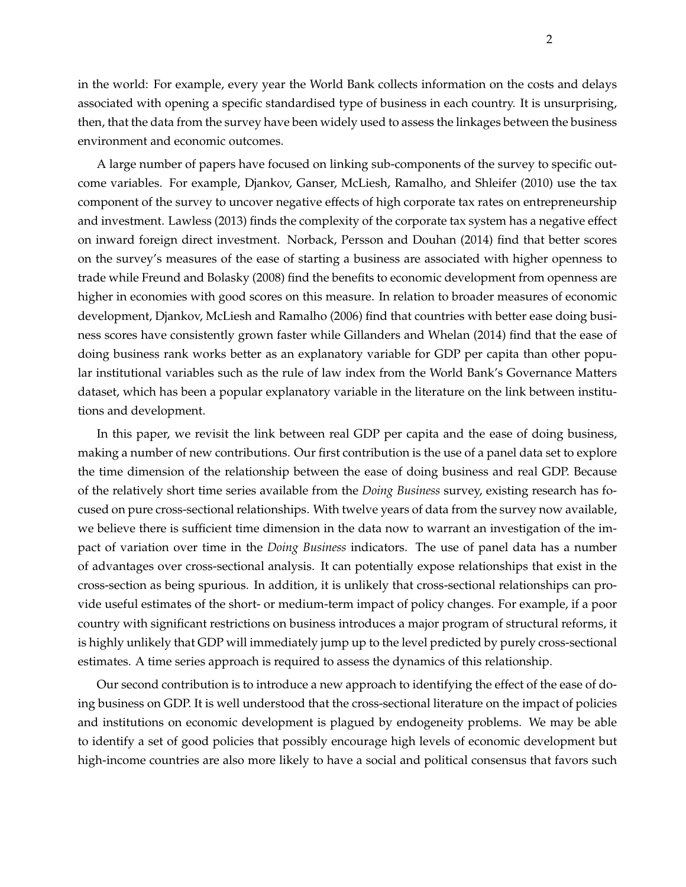in the world: For example, every year the World Bank collects information on the costs and delays associated with opening a specific standardised type of business in each country. It is unsurprising, then, that the data from the survey have been widely used to assess the linkages between the business environment and economic outcomes.

A large number of papers have focused on linking sub-components of the survey to specific outcome variables. For example, Djankov, Ganser, McLiesh, Ramalho, and Shleifer (2010) use the tax component of the survey to uncover negative effects of high corporate tax rates on entrepreneurship and investment. Lawless (2013) finds the complexity of the corporate tax system has a negative effect on inward foreign direct investment. Norback, Persson and Douhan (2014) find that better scores on the survey's measures of the ease of starting a business are associated with higher openness to trade while Freund and Bolasky (2008) find the benefits to economic development from openness are higher in economies with good scores on this measure. In relation to broader measures of economic development, Djankov, McLiesh and Ramalho (2006) find that countries with better ease doing business scores have consistently grown faster while Gillanders and Whelan (2014) find that the ease of doing business rank works better as an explanatory variable for GDP per capita than other popular institutional variables such as the rule of law index from the World Bank's Governance Matters dataset, which has been a popular explanatory variable in the literature on the link between institutions and development.

In this paper, we revisit the link between real GDP per capita and the ease of doing business, making a number of new contributions. Our first contribution is the use of a panel data set to explore the time dimension of the relationship between the ease of doing business and real GDP. Because of the relatively short time series available from the *Doing Business* survey, existing research has focused on pure cross-sectional relationships. With twelve years of data from the survey now available, we believe there is sufficient time dimension in the data now to warrant an investigation of the impact of variation over time in the *Doing Business* indicators. The use of panel data has a number of advantages over cross-sectional analysis. It can potentially expose relationships that exist in the cross-section as being spurious. In addition, it is unlikely that cross-sectional relationships can provide useful estimates of the short- or medium-term impact of policy changes. For example, if a poor country with significant restrictions on business introduces a major program of structural reforms, it is highly unlikely that GDP will immediately jump up to the level predicted by purely cross-sectional estimates. A time series approach is required to assess the dynamics of this relationship.

Our second contribution is to introduce a new approach to identifying the effect of the ease of doing business on GDP. It is well understood that the cross-sectional literature on the impact of policies and institutions on economic development is plagued by endogeneity problems. We may be able to identify a set of good policies that possibly encourage high levels of economic development but high-income countries are also more likely to have a social and political consensus that favors such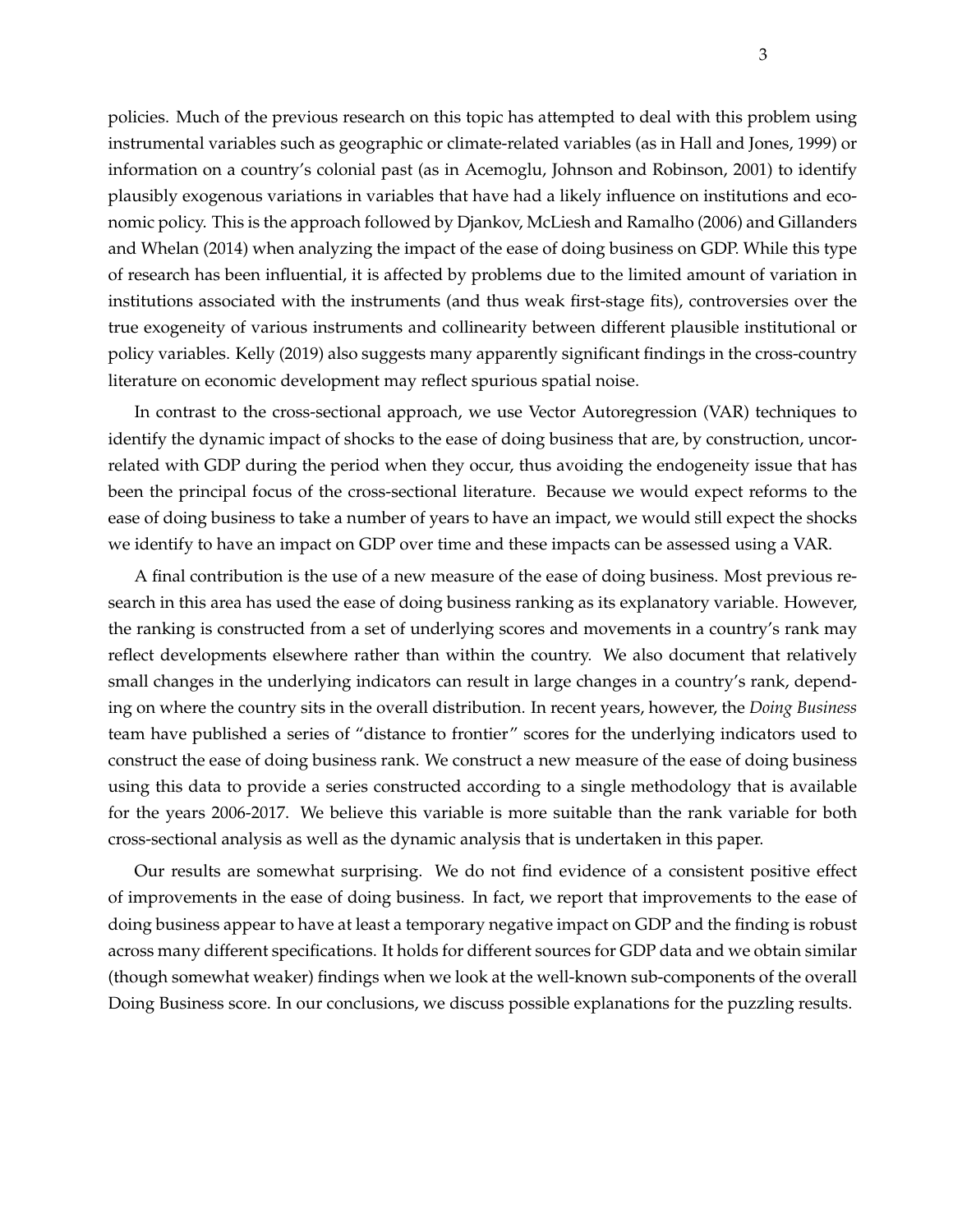policies. Much of the previous research on this topic has attempted to deal with this problem using instrumental variables such as geographic or climate-related variables (as in Hall and Jones, 1999) or information on a country's colonial past (as in Acemoglu, Johnson and Robinson, 2001) to identify plausibly exogenous variations in variables that have had a likely influence on institutions and economic policy. This is the approach followed by Djankov, McLiesh and Ramalho (2006) and Gillanders and Whelan (2014) when analyzing the impact of the ease of doing business on GDP. While this type of research has been influential, it is affected by problems due to the limited amount of variation in institutions associated with the instruments (and thus weak first-stage fits), controversies over the true exogeneity of various instruments and collinearity between different plausible institutional or policy variables. Kelly (2019) also suggests many apparently significant findings in the cross-country literature on economic development may reflect spurious spatial noise.

In contrast to the cross-sectional approach, we use Vector Autoregression (VAR) techniques to identify the dynamic impact of shocks to the ease of doing business that are, by construction, uncorrelated with GDP during the period when they occur, thus avoiding the endogeneity issue that has been the principal focus of the cross-sectional literature. Because we would expect reforms to the ease of doing business to take a number of years to have an impact, we would still expect the shocks we identify to have an impact on GDP over time and these impacts can be assessed using a VAR.

A final contribution is the use of a new measure of the ease of doing business. Most previous research in this area has used the ease of doing business ranking as its explanatory variable. However, the ranking is constructed from a set of underlying scores and movements in a country's rank may reflect developments elsewhere rather than within the country. We also document that relatively small changes in the underlying indicators can result in large changes in a country's rank, depending on where the country sits in the overall distribution. In recent years, however, the *Doing Business* team have published a series of "distance to frontier" scores for the underlying indicators used to construct the ease of doing business rank. We construct a new measure of the ease of doing business using this data to provide a series constructed according to a single methodology that is available for the years 2006-2017. We believe this variable is more suitable than the rank variable for both cross-sectional analysis as well as the dynamic analysis that is undertaken in this paper.

Our results are somewhat surprising. We do not find evidence of a consistent positive effect of improvements in the ease of doing business. In fact, we report that improvements to the ease of doing business appear to have at least a temporary negative impact on GDP and the finding is robust across many different specifications. It holds for different sources for GDP data and we obtain similar (though somewhat weaker) findings when we look at the well-known sub-components of the overall Doing Business score. In our conclusions, we discuss possible explanations for the puzzling results.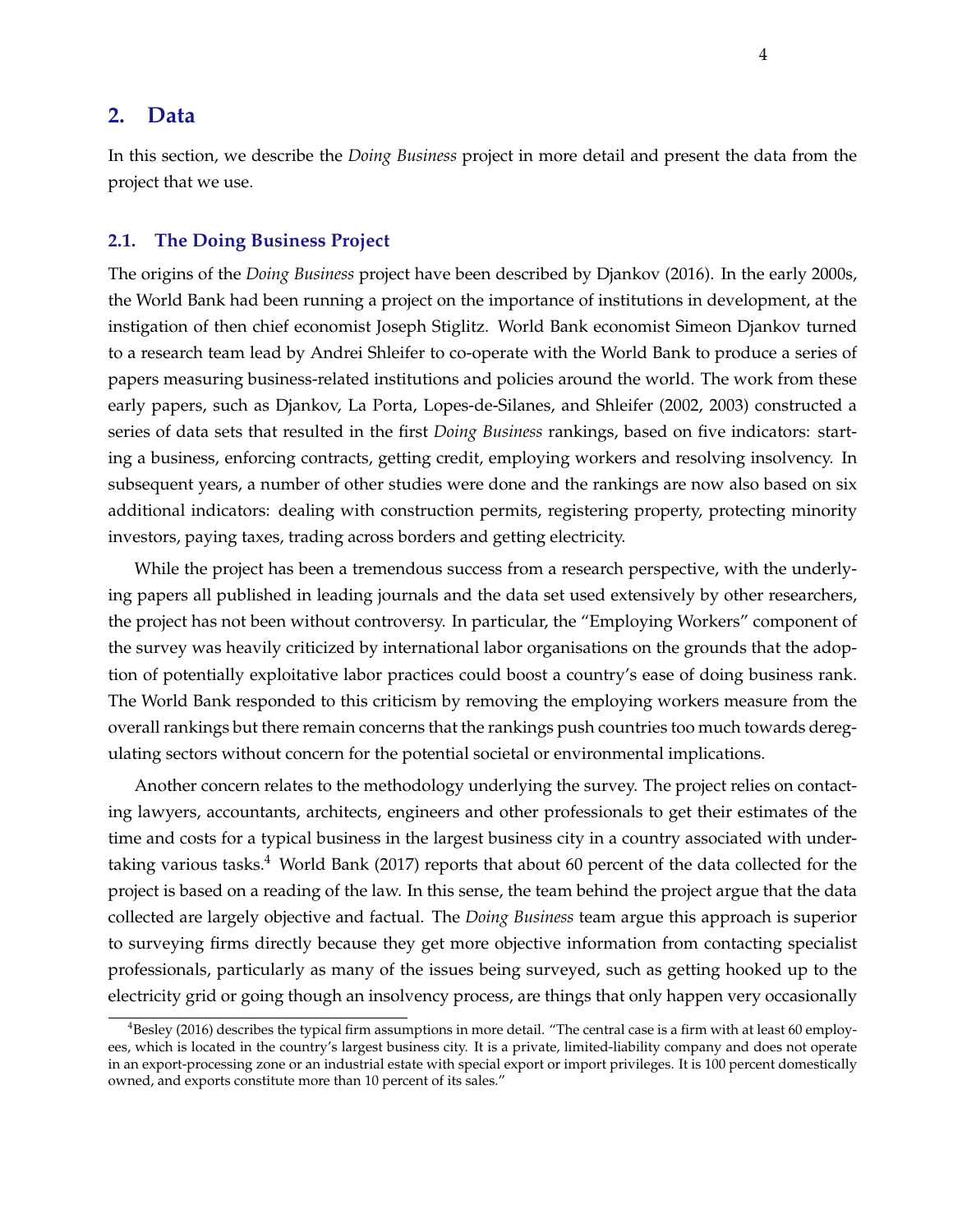## 2. Data

In this section, we describe the *Doing Business* project in more detail and present the data from the project that we use.

### 2.1. The Doing Business Project

The origins of the *Doing Business* project have been described by Djankov (2016). In the early 2000s, the World Bank had been running a project on the importance of institutions in development, at the instigation of then chief economist Joseph Stiglitz. World Bank economist Simeon Djankov turned to a research team lead by Andrei Shleifer to co-operate with the World Bank to produce a series of papers measuring business-related institutions and policies around the world. The work from these early papers, such as Djankov, La Porta, Lopes-de-Silanes, and Shleifer (2002, 2003) constructed a series of data sets that resulted in the first *Doing Business* rankings, based on five indicators: starting a business, enforcing contracts, getting credit, employing workers and resolving insolvency. In subsequent years, a number of other studies were done and the rankings are now also based on six additional indicators: dealing with construction permits, registering property, protecting minority investors, paying taxes, trading across borders and getting electricity.

While the project has been a tremendous success from a research perspective, with the underlying papers all published in leading journals and the data set used extensively by other researchers, the project has not been without controversy. In particular, the "Employing Workers" component of the survey was heavily criticized by international labor organisations on the grounds that the adoption of potentially exploitative labor practices could boost a country's ease of doing business rank. The World Bank responded to this criticism by removing the employing workers measure from the overall rankings but there remain concerns that the rankings push countries too much towards deregulating sectors without concern for the potential societal or environmental implications.

Another concern relates to the methodology underlying the survey. The project relies on contacting lawyers, accountants, architects, engineers and other professionals to get their estimates of the time and costs for a typical business in the largest business city in a country associated with undertaking various tasks.[4] World Bank (2017) reports that about 60 percent of the data collected for the project is based on a reading of the law. In this sense, the team behind the project argue that the data collected are largely objective and factual. The *Doing Business* team argue this approach is superior to surveying firms directly because they get more objective information from contacting specialist professionals, particularly as many of the issues being surveyed, such as getting hooked up to the electricity grid or going though an insolvency process, are things that only happen very occasionally

[4] Besley (2016) describes the typical firm assumptions in more detail. "The central case is a firm with at least 60 employees, which is located in the country's largest business city. It is a private, limited-liability company and does not operate in an export-processing zone or an industrial estate with special export or import privileges. It is 100 percent domestically owned, and exports constitute more than 10 percent of its sales."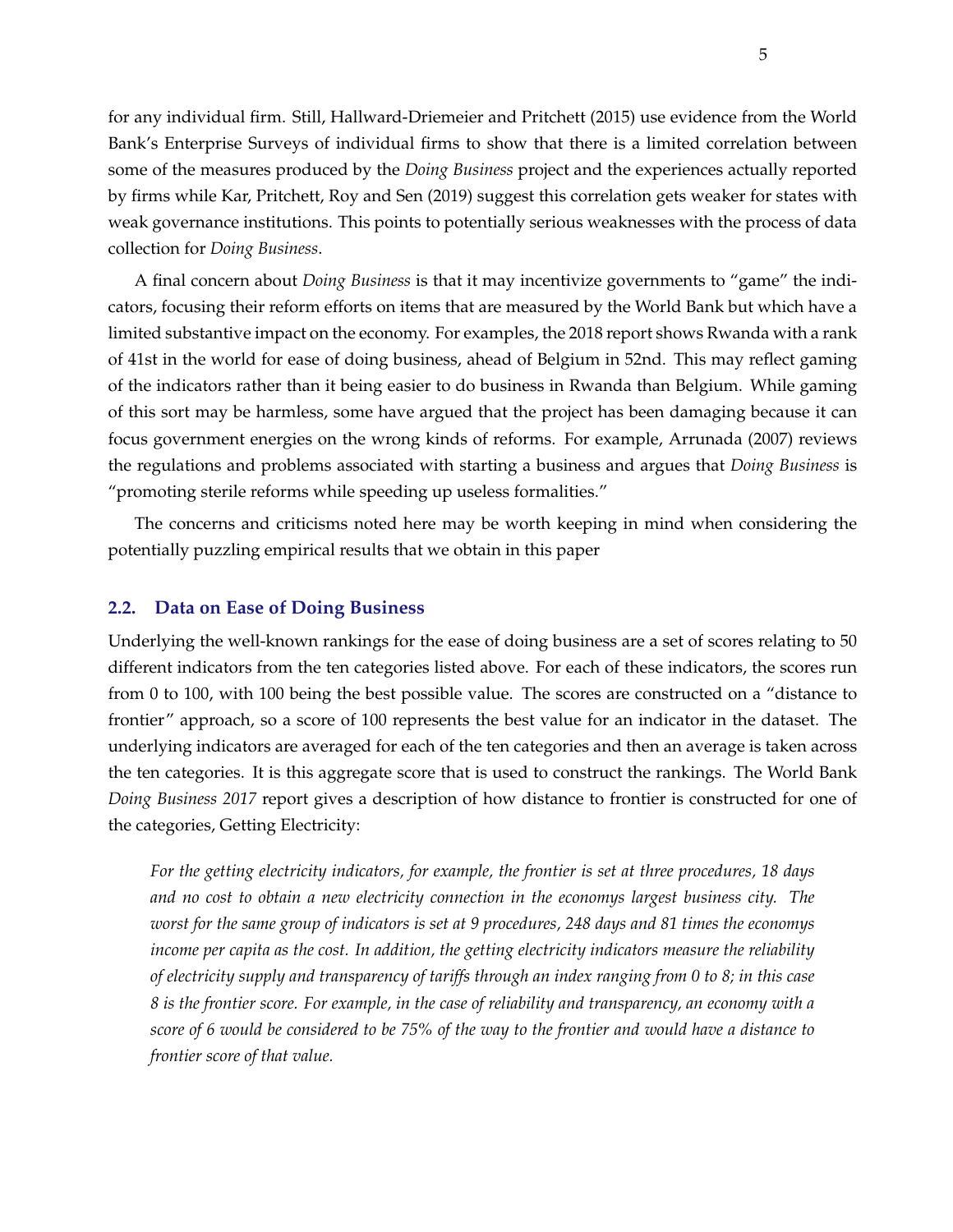for any individual firm. Still, Hallward-Driemeier and Pritchett (2015) use evidence from the World Bank's Enterprise Surveys of individual firms to show that there is a limited correlation between some of the measures produced by the *Doing Business* project and the experiences actually reported by firms while Kar, Pritchett, Roy and Sen (2019) suggest this correlation gets weaker for states with weak governance institutions. This points to potentially serious weaknesses with the process of data collection for *Doing Business*.

A final concern about *Doing Business* is that it may incentivize governments to "game" the indicators, focusing their reform efforts on items that are measured by the World Bank but which have a limited substantive impact on the economy. For examples, the 2018 report shows Rwanda with a rank of 41st in the world for ease of doing business, ahead of Belgium in 52nd. This may reflect gaming of the indicators rather than it being easier to do business in Rwanda than Belgium. While gaming of this sort may be harmless, some have argued that the project has been damaging because it can focus government energies on the wrong kinds of reforms. For example, Arrunada (2007) reviews the regulations and problems associated with starting a business and argues that *Doing Business* is "promoting sterile reforms while speeding up useless formalities."

The concerns and criticisms noted here may be worth keeping in mind when considering the potentially puzzling empirical results that we obtain in this paper

## 2.2. Data on Ease of Doing Business

Underlying the well-known rankings for the ease of doing business are a set of scores relating to 50 different indicators from the ten categories listed above. For each of these indicators, the scores run from 0 to 100, with 100 being the best possible value. The scores are constructed on a "distance to frontier" approach, so a score of 100 represents the best value for an indicator in the dataset. The underlying indicators are averaged for each of the ten categories and then an average is taken across the ten categories. It is this aggregate score that is used to construct the rankings. The World Bank *Doing Business 2017* report gives a description of how distance to frontier is constructed for one of the categories, Getting Electricity:

> *For the getting electricity indicators, for example, the frontier is set at three procedures, 18 days and no cost to obtain a new electricity connection in the economys largest business city. The worst for the same group of indicators is set at 9 procedures, 248 days and 81 times the economys income per capita as the cost. In addition, the getting electricity indicators measure the reliability of electricity supply and transparency of tariffs through an index ranging from 0 to 8; in this case 8 is the frontier score. For example, in the case of reliability and transparency, an economy with a score of 6 would be considered to be 75% of the way to the frontier and would have a distance to frontier score of that value.*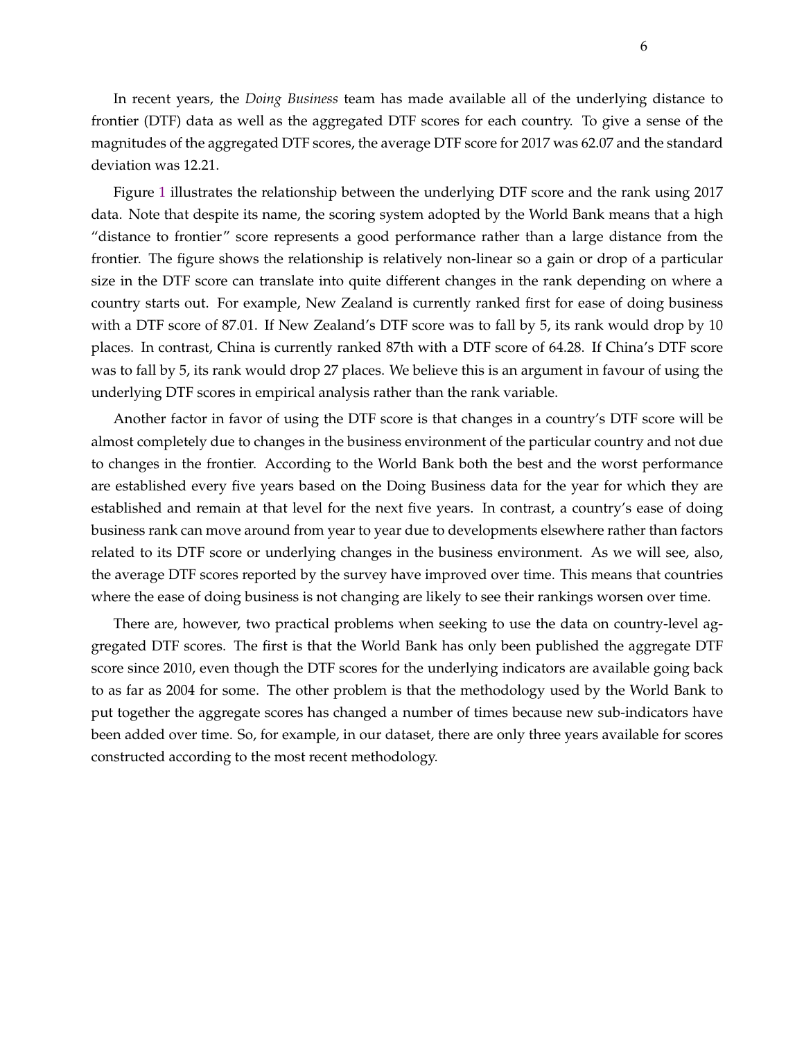In recent years, the *Doing Business* team has made available all of the underlying distance to frontier (DTF) data as well as the aggregated DTF scores for each country. To give a sense of the magnitudes of the aggregated DTF scores, the average DTF score for 2017 was 62.07 and the standard deviation was 12.21.

Figure 1 illustrates the relationship between the underlying DTF score and the rank using 2017 data. Note that despite its name, the scoring system adopted by the World Bank means that a high "distance to frontier" score represents a good performance rather than a large distance from the frontier. The figure shows the relationship is relatively non-linear so a gain or drop of a particular size in the DTF score can translate into quite different changes in the rank depending on where a country starts out. For example, New Zealand is currently ranked first for ease of doing business with a DTF score of 87.01. If New Zealand's DTF score was to fall by 5, its rank would drop by 10 places. In contrast, China is currently ranked 87th with a DTF score of 64.28. If China's DTF score was to fall by 5, its rank would drop 27 places. We believe this is an argument in favour of using the underlying DTF scores in empirical analysis rather than the rank variable.

Another factor in favor of using the DTF score is that changes in a country's DTF score will be almost completely due to changes in the business environment of the particular country and not due to changes in the frontier. According to the World Bank both the best and the worst performance are established every five years based on the Doing Business data for the year for which they are established and remain at that level for the next five years. In contrast, a country's ease of doing business rank can move around from year to year due to developments elsewhere rather than factors related to its DTF score or underlying changes in the business environment. As we will see, also, the average DTF scores reported by the survey have improved over time. This means that countries where the ease of doing business is not changing are likely to see their rankings worsen over time.

There are, however, two practical problems when seeking to use the data on country-level aggregated DTF scores. The first is that the World Bank has only been published the aggregate DTF score since 2010, even though the DTF scores for the underlying indicators are available going back to as far as 2004 for some. The other problem is that the methodology used by the World Bank to put together the aggregate scores has changed a number of times because new sub-indicators have been added over time. So, for example, in our dataset, there are only three years available for scores constructed according to the most recent methodology.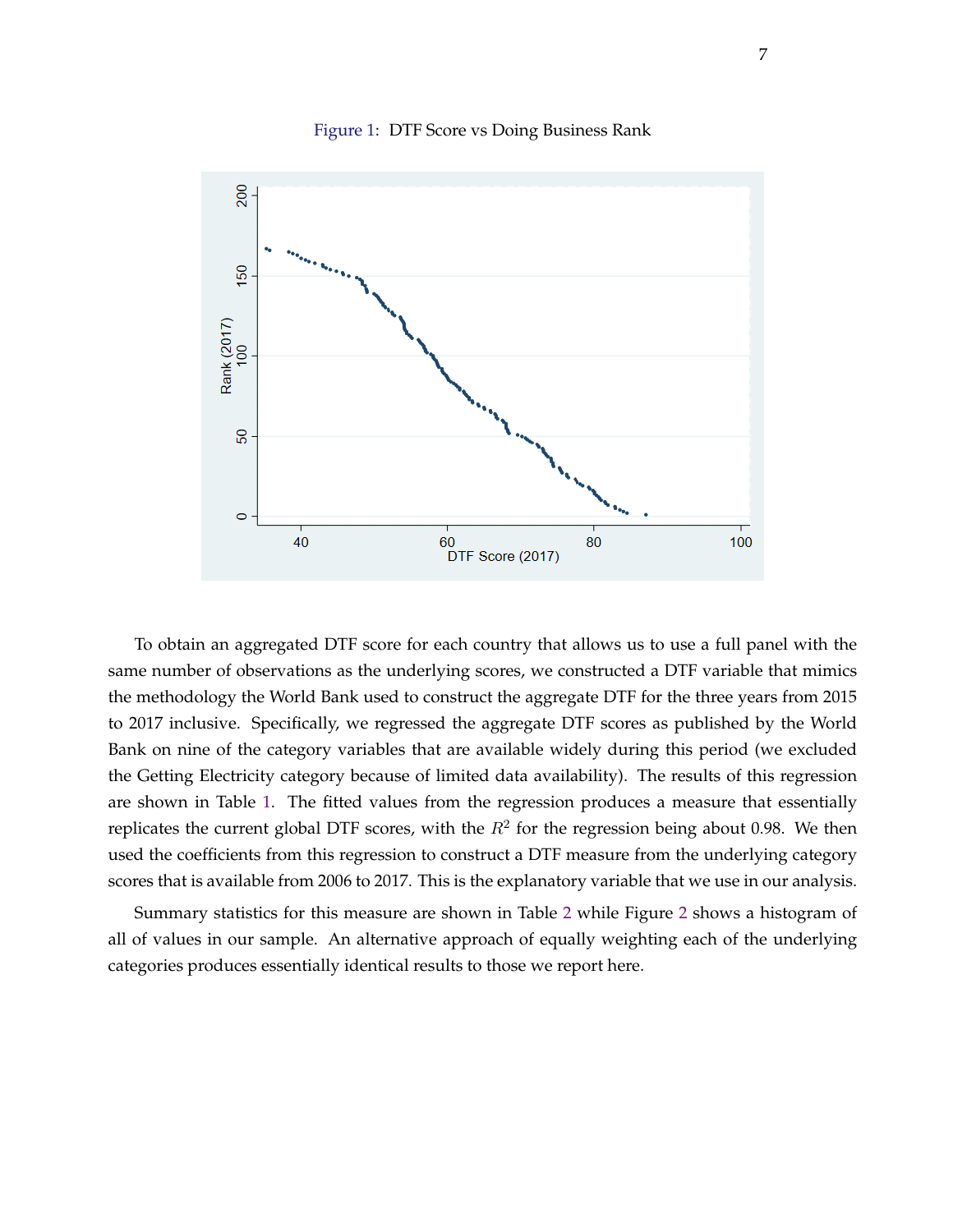Figure 1: DTF Score vs Doing Business Rank

To obtain an aggregated DTF score for each country that allows us to use a full panel with the same number of observations as the underlying scores, we constructed a DTF variable that mimics the methodology the World Bank used to construct the aggregate DTF for the three years from 2015 to 2017 inclusive. Specifically, we regressed the aggregate DTF scores as published by the World Bank on nine of the category variables that are available widely during this period (we excluded the Getting Electricity category because of limited data availability). The results of this regression are shown in Table 1. The fitted values from the regression produces a measure that essentially replicates the current global DTF scores, with the $R^2$ for the regression being about 0.98. We then used the coefficients from this regression to construct a DTF measure from the underlying category scores that is available from 2006 to 2017. This is the explanatory variable that we use in our analysis.

Summary statistics for this measure are shown in Table 2 while Figure 2 shows a histogram of all of values in our sample. An alternative approach of equally weighting each of the underlying categories produces essentially identical results to those we report here.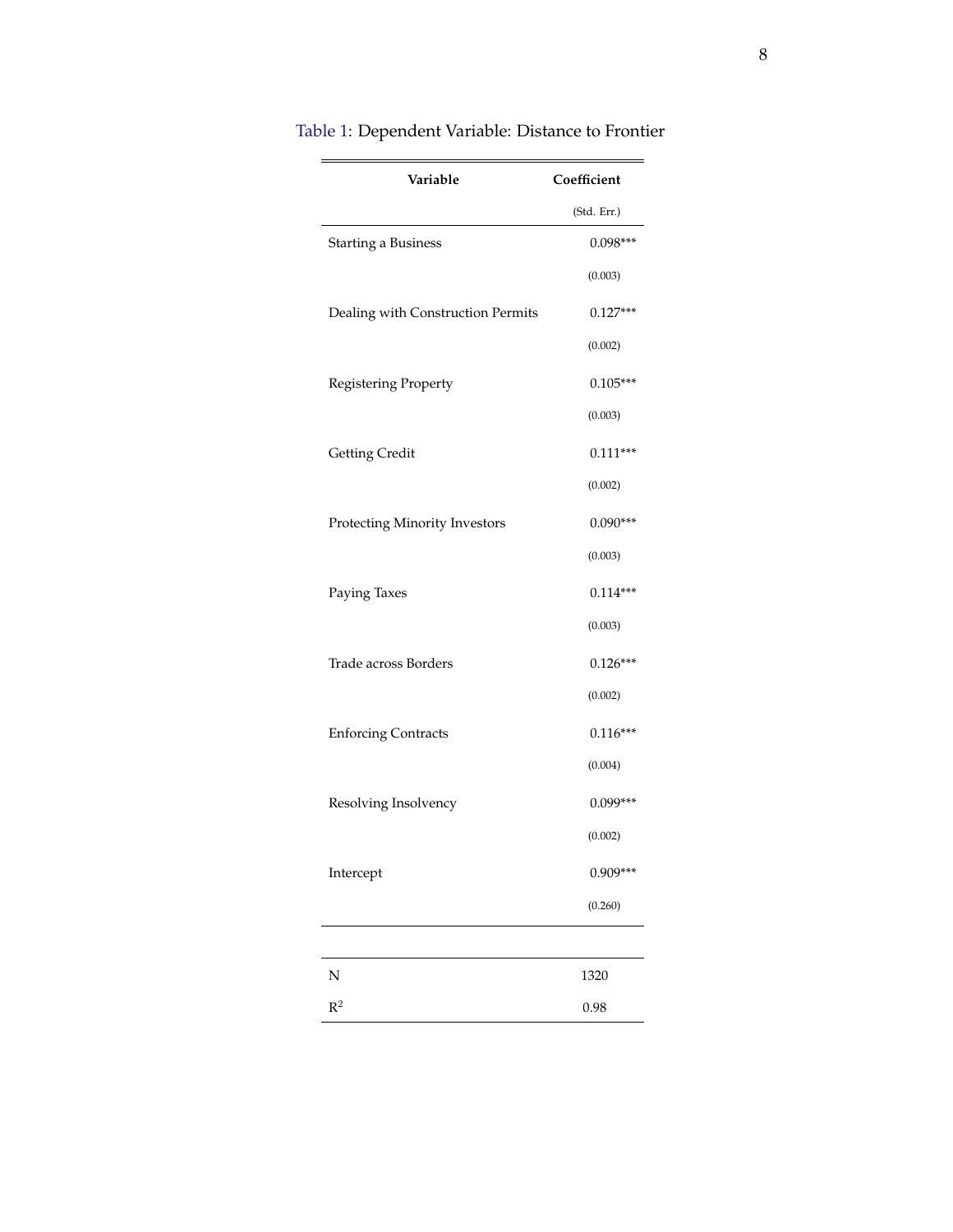Table 1: Dependent Variable: Distance to Frontier

| Variable | Coefficient (Std. Err.) |
|---|---|
| Starting a Business | 0.098*** |
| | (0.003) |
| Dealing with Construction Permits | 0.127*** |
| | (0.002) |
| Registering Property | 0.105*** |
| | (0.003) |
| Getting Credit | 0.111*** |
| | (0.002) |
| Protecting Minority Investors | 0.090*** |
| | (0.003) |
| Paying Taxes | 0.114*** |
| | (0.003) |
| Trade across Borders | 0.126*** |
| | (0.002) |
| Enforcing Contracts | 0.116*** |
| | (0.004) |
| Resolving Insolvency | 0.099*** |
| | (0.002) |
| Intercept | 0.909*** |
| | (0.260) |
| N | 1320 |
| $R^2$ | 0.98 |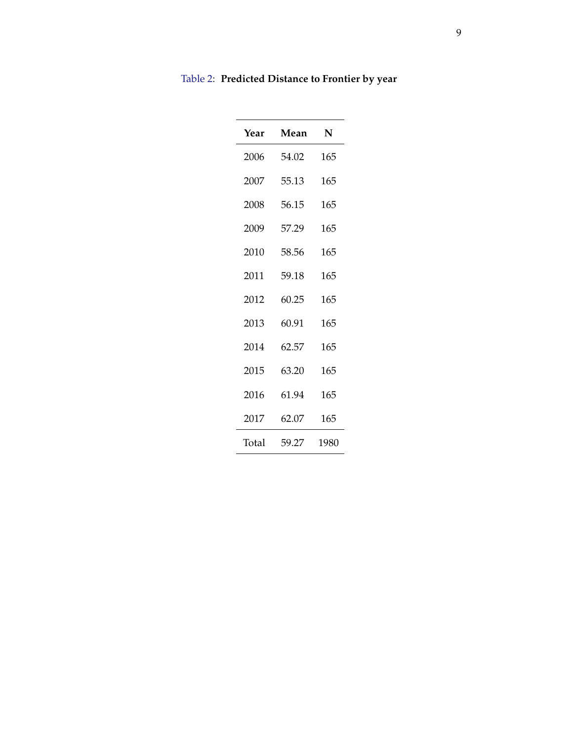Table 2: **Predicted Distance to Frontier by year**

| Year | Mean | N |
|---|---|---|
| 2006 | 54.02 | 165 |
| 2007 | 55.13 | 165 |
| 2008 | 56.15 | 165 |
| 2009 | 57.29 | 165 |
| 2010 | 58.56 | 165 |
| 2011 | 59.18 | 165 |
| 2012 | 60.25 | 165 |
| 2013 | 60.91 | 165 |
| 2014 | 62.57 | 165 |
| 2015 | 63.20 | 165 |
| 2016 | 61.94 | 165 |
| 2017 | 62.07 | 165 |
| Total | 59.27 | 1980 |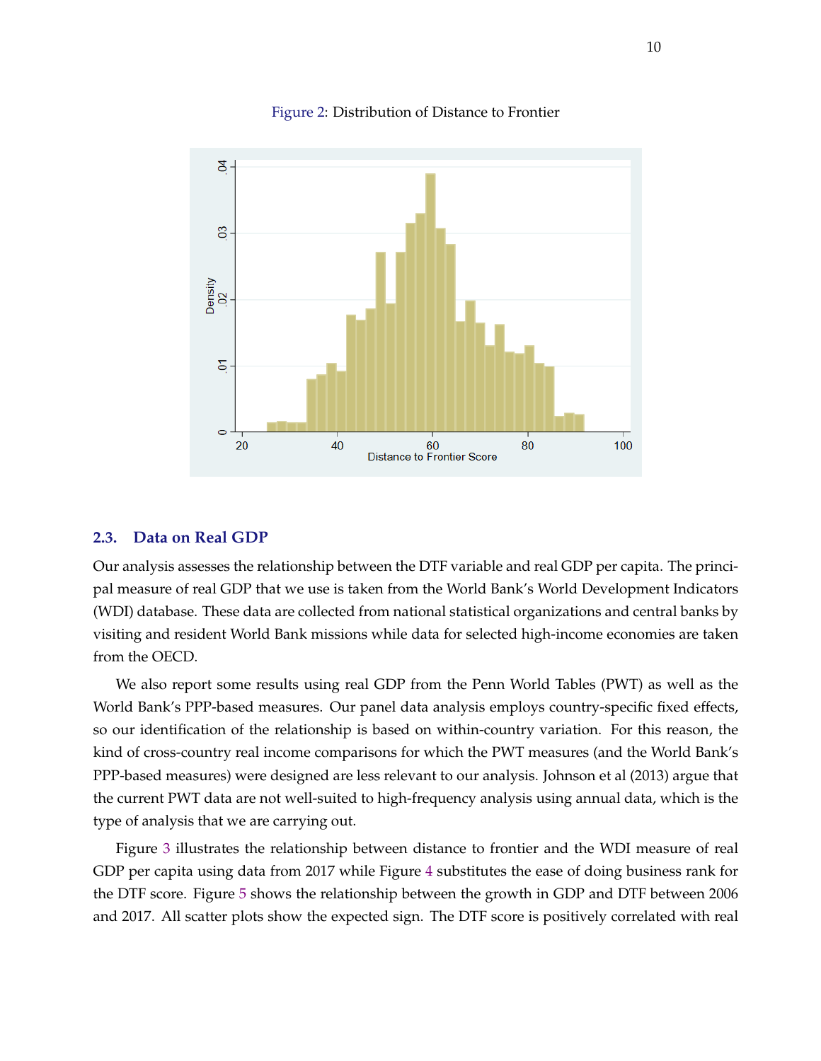Figure 2: Distribution of Distance to Frontier

## 2.3. Data on Real GDP

Our analysis assesses the relationship between the DTF variable and real GDP per capita. The principal measure of real GDP that we use is taken from the World Bank's World Development Indicators (WDI) database. These data are collected from national statistical organizations and central banks by visiting and resident World Bank missions while data for selected high-income economies are taken from the OECD.

We also report some results using real GDP from the Penn World Tables (PWT) as well as the World Bank's PPP-based measures. Our panel data analysis employs country-specific fixed effects, so our identification of the relationship is based on within-country variation. For this reason, the kind of cross-country real income comparisons for which the PWT measures (and the World Bank's PPP-based measures) were designed are less relevant to our analysis. Johnson et al (2013) argue that the current PWT data are not well-suited to high-frequency analysis using annual data, which is the type of analysis that we are carrying out.

Figure 3 illustrates the relationship between distance to frontier and the WDI measure of real GDP per capita using data from 2017 while Figure 4 substitutes the ease of doing business rank for the DTF score. Figure 5 shows the relationship between the growth in GDP and DTF between 2006 and 2017. All scatter plots show the expected sign. The DTF score is positively correlated with real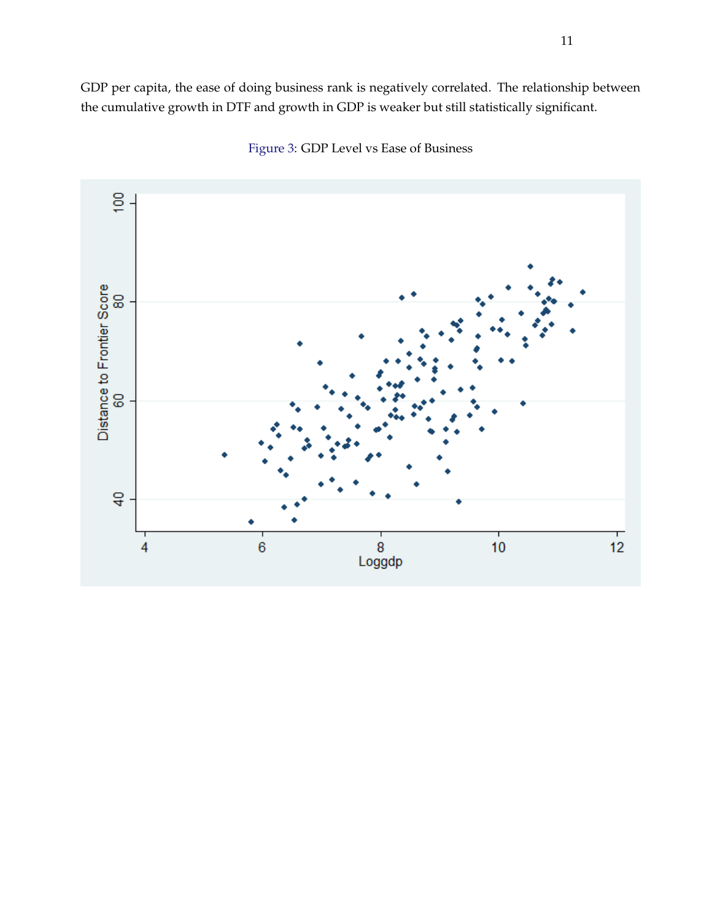GDP per capita, the ease of doing business rank is negatively correlated. The relationship between the cumulative growth in DTF and growth in GDP is weaker but still statistically significant.

Figure 3: GDP Level vs Ease of Business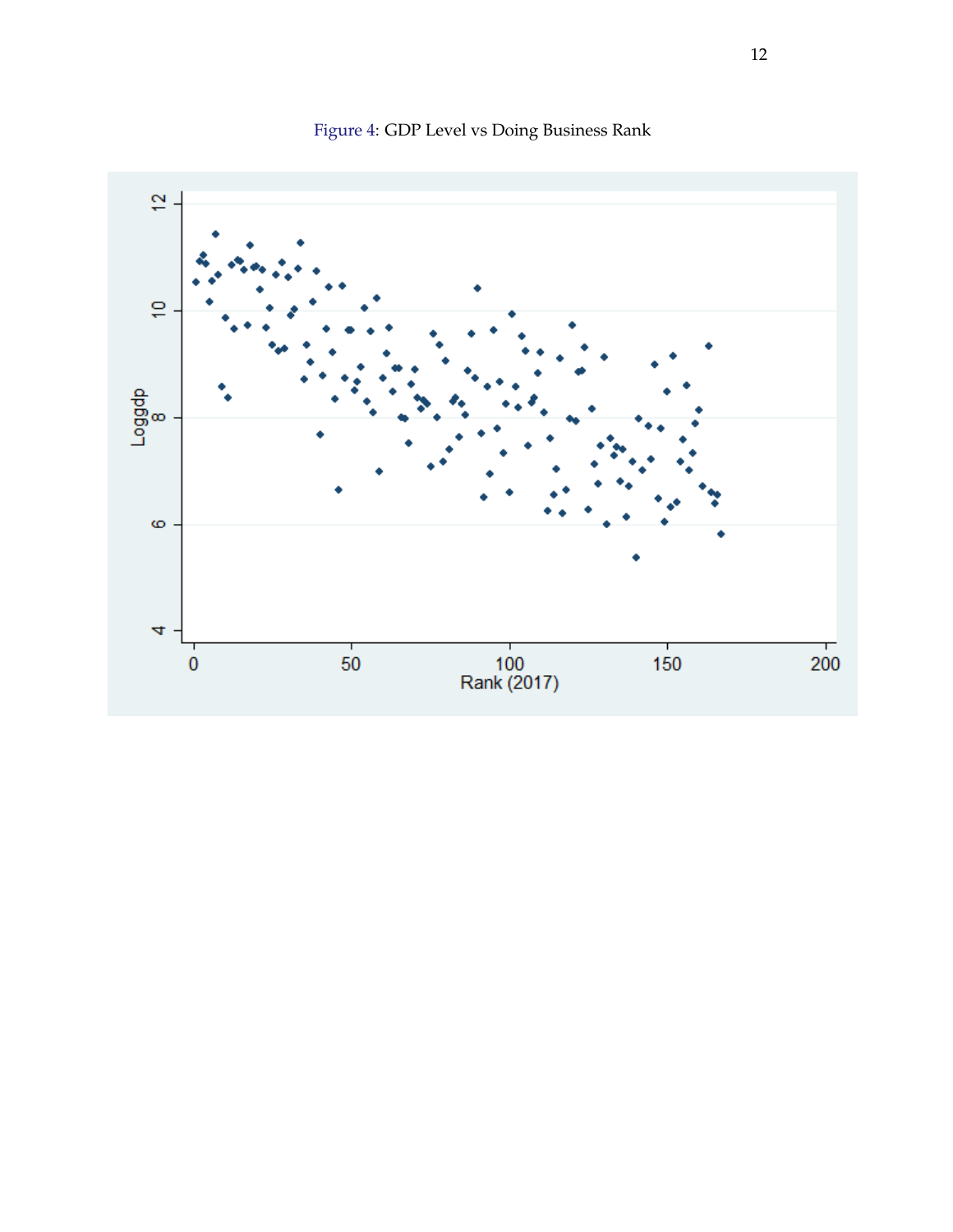Figure 4: GDP Level vs Doing Business Rank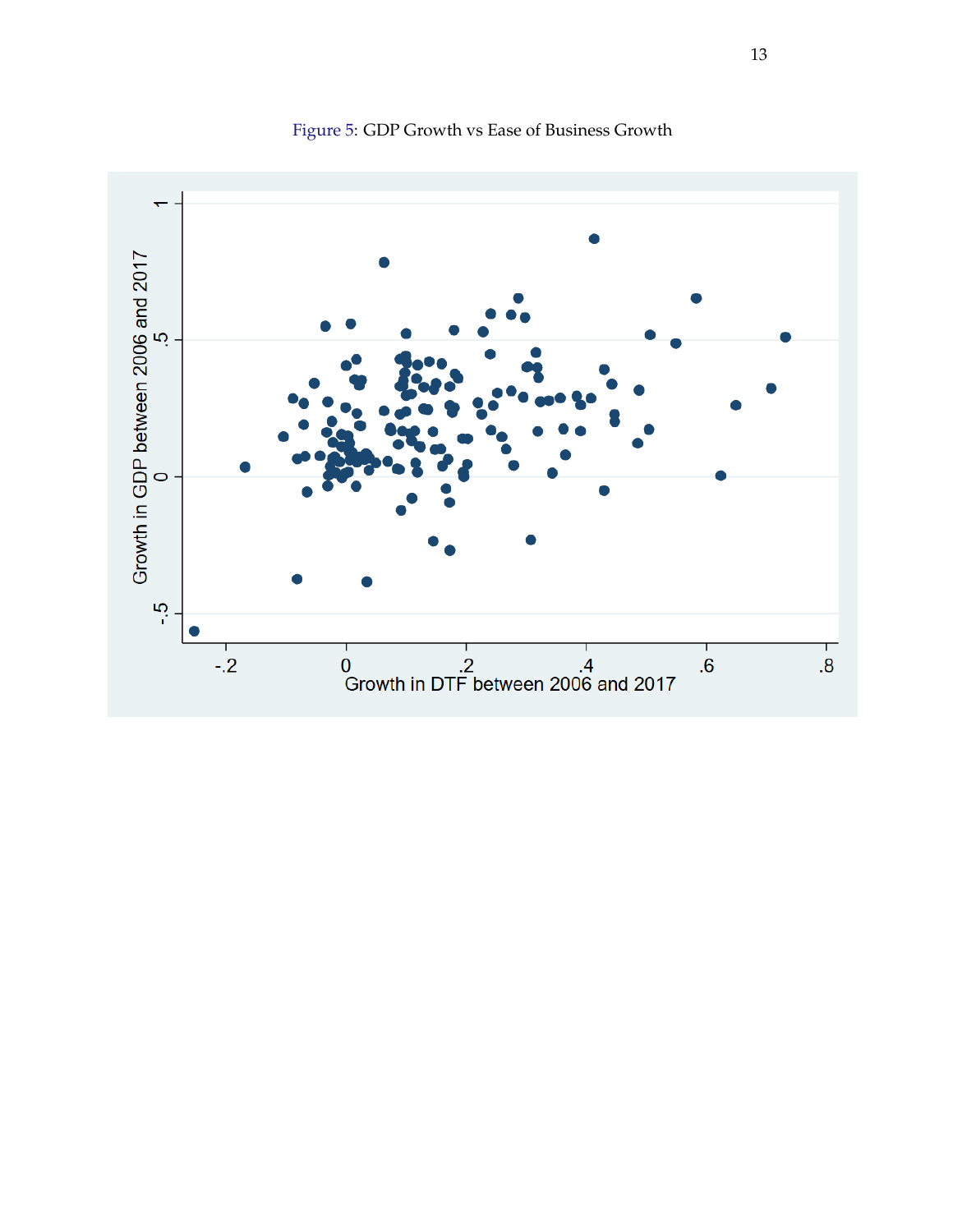Figure 5: GDP Growth vs Ease of Business Growth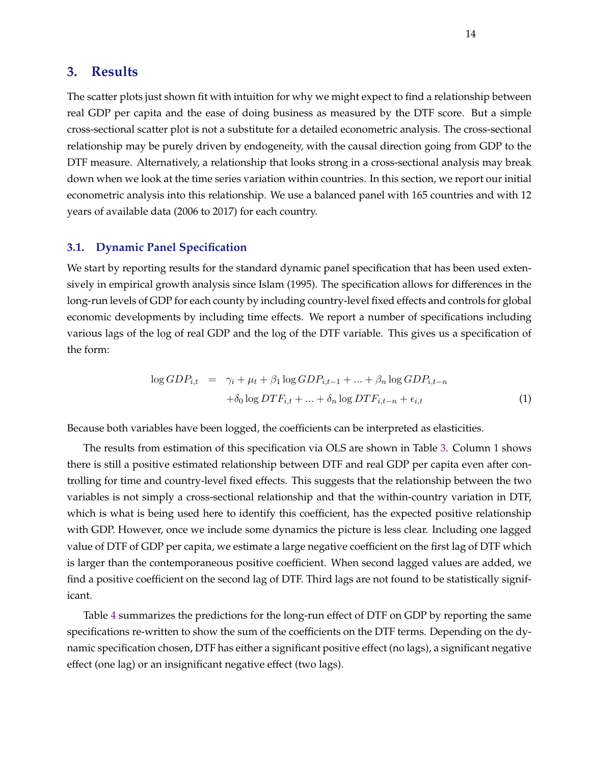## 3. Results

The scatter plots just shown fit with intuition for why we might expect to find a relationship between real GDP per capita and the ease of doing business as measured by the DTF score. But a simple cross-sectional scatter plot is not a substitute for a detailed econometric analysis. The cross-sectional relationship may be purely driven by endogeneity, with the causal direction going from GDP to the DTF measure. Alternatively, a relationship that looks strong in a cross-sectional analysis may break down when we look at the time series variation within countries. In this section, we report our initial econometric analysis into this relationship. We use a balanced panel with 165 countries and with 12 years of available data (2006 to 2017) for each country.

### 3.1. Dynamic Panel Specification

We start by reporting results for the standard dynamic panel specification that has been used extensively in empirical growth analysis since Islam (1995). The specification allows for differences in the long-run levels of GDP for each county by including country-level fixed effects and controls for global economic developments by including time effects. We report a number of specifications including various lags of the log of real GDP and the log of the DTF variable. This gives us a specification of the form:

$$
\begin{aligned}
\log GDP_{i,t} \quad &= \quad \gamma_i + \mu_t + \beta_1 \log GDP_{i,t-1} + ... + \beta_n \log GDP_{i,t-n} \\
&\quad + \delta_0 \log DTF_{i,t} + ... + \delta_n \log DTF_{i,t-n} + \epsilon_{i,t}
\end{aligned}
\tag{1}
$$

Because both variables have been logged, the coefficients can be interpreted as elasticities.

The results from estimation of this specification via OLS are shown in Table 3. Column 1 shows there is still a positive estimated relationship between DTF and real GDP per capita even after controlling for time and country-level fixed effects. This suggests that the relationship between the two variables is not simply a cross-sectional relationship and that the within-country variation in DTF, which is what is being used here to identify this coefficient, has the expected positive relationship with GDP. However, once we include some dynamics the picture is less clear. Including one lagged value of DTF of GDP per capita, we estimate a large negative coefficient on the first lag of DTF which is larger than the contemporaneous positive coefficient. When second lagged values are added, we find a positive coefficient on the second lag of DTF. Third lags are not found to be statistically significant.

Table 4 summarizes the predictions for the long-run effect of DTF on GDP by reporting the same specifications re-written to show the sum of the coefficients on the DTF terms. Depending on the dynamic specification chosen, DTF has either a significant positive effect (no lags), a significant negative effect (one lag) or an insignificant negative effect (two lags).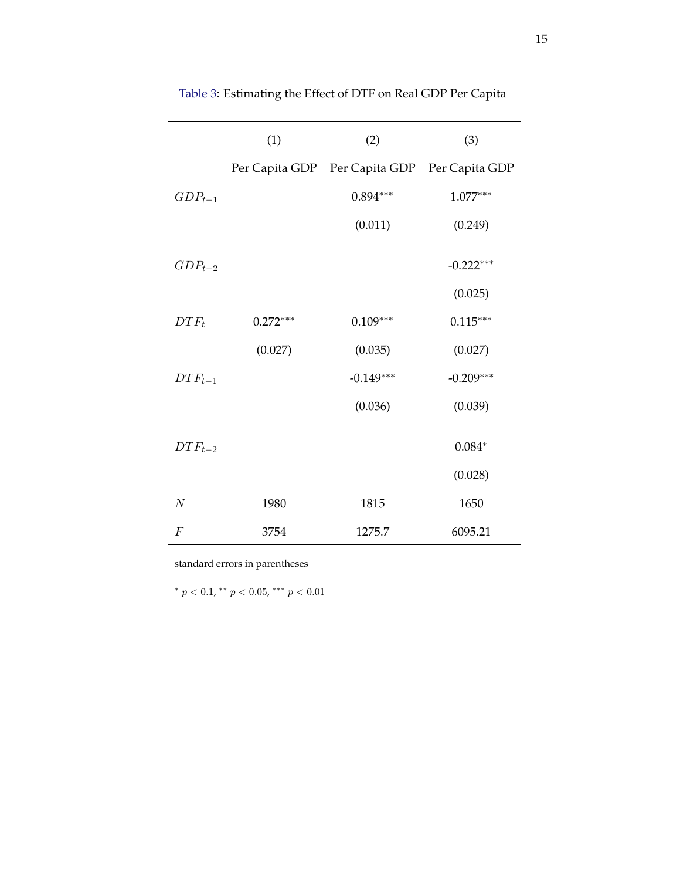Table 3: Estimating the Effect of DTF on Real GDP Per Capita

| | (1) | (2) | (3) |
|---|---|---|---|
| | Per Capita GDP | Per Capita GDP | Per Capita GDP |
| $GDP_{t-1}$ | | $0.894^{***}$ | $1.077^{***}$ |
| | | (0.011) | (0.249) |
| $GDP_{t-2}$ | | | $-0.222^{***}$ |
| | | | (0.025) |
| $DTF_t$ | $0.272^{***}$ | $0.109^{***}$ | $0.115^{***}$ |
| | (0.027) | (0.035) | (0.027) |
| $DTF_{t-1}$ | | $-0.149^{***}$ | $-0.209^{***}$ |
| | | (0.036) | (0.039) |
| $DTF_{t-2}$ | | | $0.084^{*}$ |
| | | | (0.028) |
| $N$ | 1980 | 1815 | 1650 |
| $F$ | 3754 | 1275.7 | 6095.21 |

standard errors in parentheses

$^{*}$ $p < 0.1$, $^{**}$ $p < 0.05$, $^{***}$ $p < 0.01$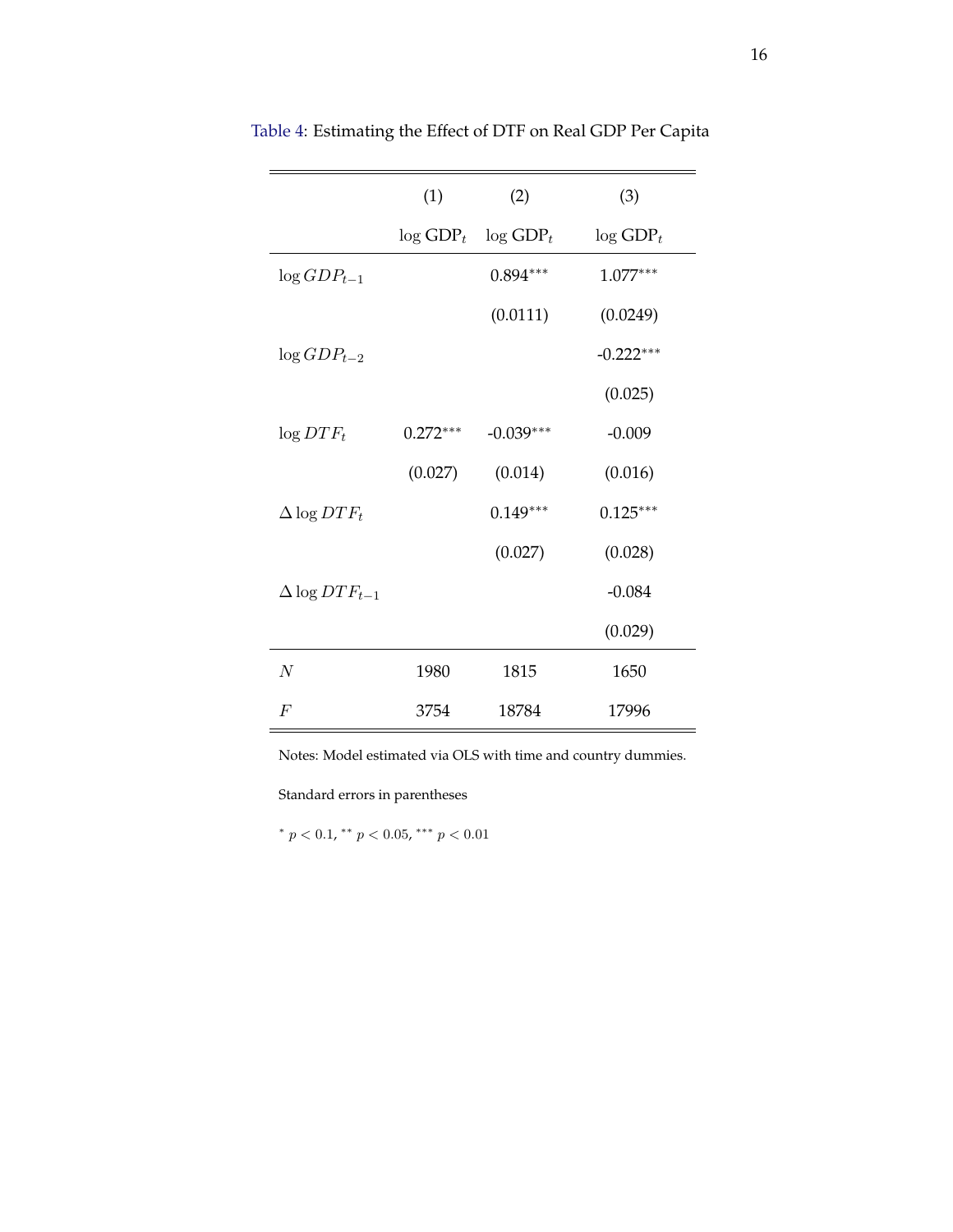Table 4: Estimating the Effect of DTF on Real GDP Per Capita

| | (1) | (2) | (3) |
|---|---|---|---|
| | $\log \text{GDP}_t$ | $\log \text{GDP}_t$ | $\log \text{GDP}_t$ |
| $\log GDP_{t-1}$ | | $0.894^{***}$ | $1.077^{***}$ |
| | | (0.0111) | (0.0249) |
| $\log GDP_{t-2}$ | | | $-0.222^{***}$ |
| | | | (0.025) |
| $\log DTF_t$ | $0.272^{***}$ | $-0.039^{***}$ | -0.009 |
| | (0.027) | (0.014) | (0.016) |
| $\Delta \log DTF_t$ | | $0.149^{***}$ | $0.125^{***}$ |
| | | (0.027) | (0.028) |
| $\Delta \log DTF_{t-1}$ | | | -0.084 |
| | | | (0.029) |
| $N$ | 1980 | 1815 | 1650 |
| $F$ | 3754 | 18784 | 17996 |

Notes: Model estimated via OLS with time and country dummies.

Standard errors in parentheses

$^{*}$ $p < 0.1$, $^{**}$ $p < 0.05$, $^{***}$ $p < 0.01$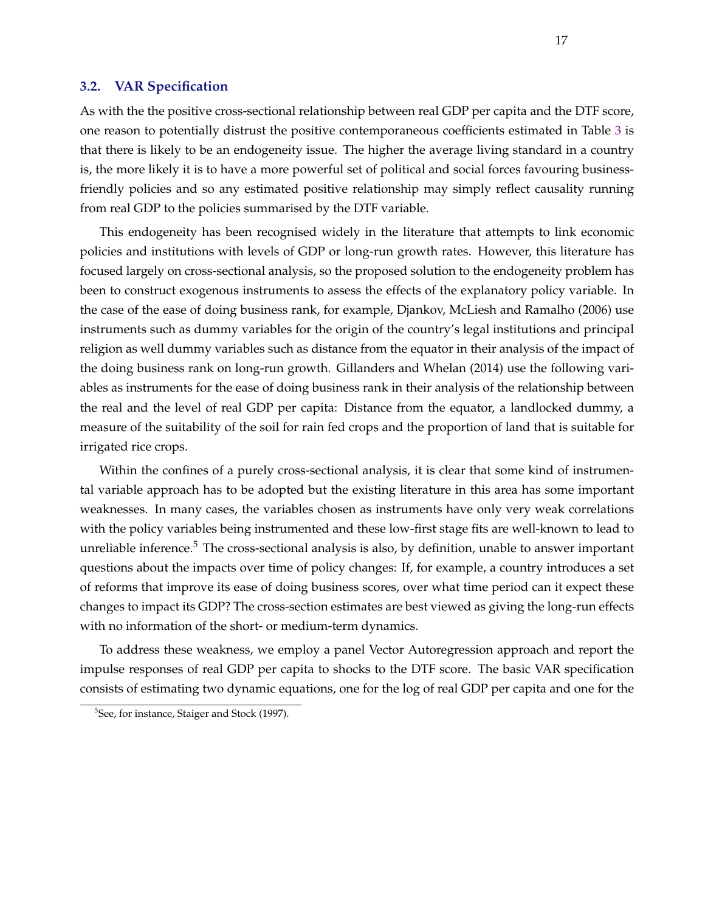### 3.2. VAR Specification

As with the the positive cross-sectional relationship between real GDP per capita and the DTF score, one reason to potentially distrust the positive contemporaneous coefficients estimated in Table 3 is that there is likely to be an endogeneity issue. The higher the average living standard in a country is, the more likely it is to have a more powerful set of political and social forces favouring business-friendly policies and so any estimated positive relationship may simply reflect causality running from real GDP to the policies summarised by the DTF variable.

This endogeneity has been recognised widely in the literature that attempts to link economic policies and institutions with levels of GDP or long-run growth rates. However, this literature has focused largely on cross-sectional analysis, so the proposed solution to the endogeneity problem has been to construct exogenous instruments to assess the effects of the explanatory policy variable. In the case of the ease of doing business rank, for example, Djankov, McLiesh and Ramalho (2006) use instruments such as dummy variables for the origin of the country's legal institutions and principal religion as well dummy variables such as distance from the equator in their analysis of the impact of the doing business rank on long-run growth. Gillanders and Whelan (2014) use the following variables as instruments for the ease of doing business rank in their analysis of the relationship between the real and the level of real GDP per capita: Distance from the equator, a landlocked dummy, a measure of the suitability of the soil for rain fed crops and the proportion of land that is suitable for irrigated rice crops.

Within the confines of a purely cross-sectional analysis, it is clear that some kind of instrumental variable approach has to be adopted but the existing literature in this area has some important weaknesses. In many cases, the variables chosen as instruments have only very weak correlations with the policy variables being instrumented and these low-first stage fits are well-known to lead to unreliable inference.[5] The cross-sectional analysis is also, by definition, unable to answer important questions about the impacts over time of policy changes: If, for example, a country introduces a set of reforms that improve its ease of doing business scores, over what time period can it expect these changes to impact its GDP? The cross-section estimates are best viewed as giving the long-run effects with no information of the short- or medium-term dynamics.

To address these weakness, we employ a panel Vector Autoregression approach and report the impulse responses of real GDP per capita to shocks to the DTF score. The basic VAR specification consists of estimating two dynamic equations, one for the log of real GDP per capita and one for the

[5] See, for instance, Staiger and Stock (1997).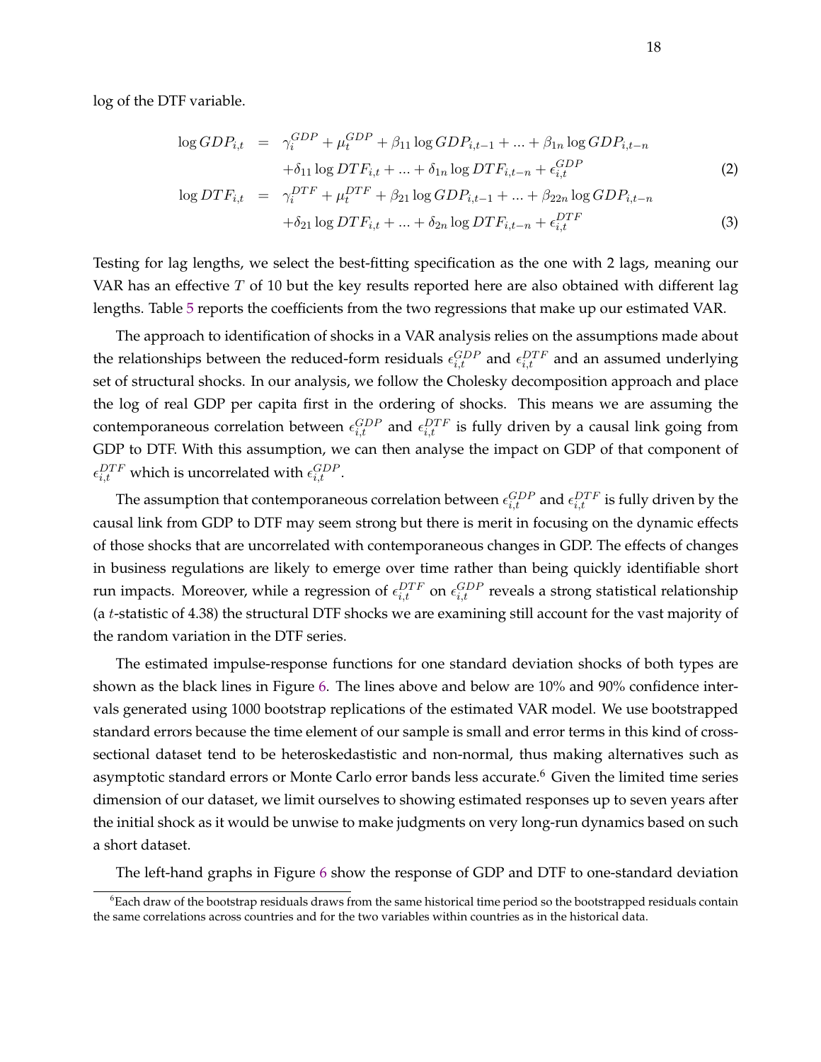log of the DTF variable.

$$
\begin{aligned}
\log GDP_{i,t} &= \gamma_i^{GDP} + \mu_t^{GDP} + \beta_{11} \log GDP_{i,t-1} + ... + \beta_{1n} \log GDP_{i,t-n} \\
&\quad + \delta_{11} \log DTF_{i,t} + ... + \delta_{1n} \log DTF_{i,t-n} + \epsilon_{i,t}^{GDP} \qquad (2) \\
\log DTF_{i,t} &= \gamma_i^{DTF} + \mu_t^{DTF} + \beta_{21} \log GDP_{i,t-1} + ... + \beta_{22n} \log GDP_{i,t-n} \\
&\quad + \delta_{21} \log DTF_{i,t} + ... + \delta_{2n} \log DTF_{i,t-n} + \epsilon_{i,t}^{DTF} \qquad (3)
\end{aligned}
$$

Testing for lag lengths, we select the best-fitting specification as the one with 2 lags, meaning our VAR has an effective $T$ of 10 but the key results reported here are also obtained with different lag lengths. Table 5 reports the coefficients from the two regressions that make up our estimated VAR.

The approach to identification of shocks in a VAR analysis relies on the assumptions made about the relationships between the reduced-form residuals $\epsilon_{i,t}^{GDP}$ and $\epsilon_{i,t}^{DTF}$ and an assumed underlying set of structural shocks. In our analysis, we follow the Cholesky decomposition approach and place the log of real GDP per capita first in the ordering of shocks. This means we are assuming the contemporaneous correlation between $\epsilon_{i,t}^{GDP}$ and $\epsilon_{i,t}^{DTF}$ is fully driven by a causal link going from GDP to DTF. With this assumption, we can then analyse the impact on GDP of that component of $\epsilon_{i,t}^{DTF}$ which is uncorrelated with $\epsilon_{i,t}^{GDP}$.

The assumption that contemporaneous correlation between $\epsilon_{i,t}^{GDP}$ and $\epsilon_{i,t}^{DTF}$ is fully driven by the causal link from GDP to DTF may seem strong but there is merit in focusing on the dynamic effects of those shocks that are uncorrelated with contemporaneous changes in GDP. The effects of changes in business regulations are likely to emerge over time rather than being quickly identifiable short run impacts. Moreover, while a regression of $\epsilon_{i,t}^{DTF}$ on $\epsilon_{i,t}^{GDP}$ reveals a strong statistical relationship (a $t$-statistic of 4.38) the structural DTF shocks we are examining still account for the vast majority of the random variation in the DTF series.

The estimated impulse-response functions for one standard deviation shocks of both types are shown as the black lines in Figure 6. The lines above and below are 10% and 90% confidence intervals generated using 1000 bootstrap replications of the estimated VAR model. We use bootstrapped standard errors because the time element of our sample is small and error terms in this kind of cross-sectional dataset tend to be heteroskedastistic and non-normal, thus making alternatives such as asymptotic standard errors or Monte Carlo error bands less accurate.[6] Given the limited time series dimension of our dataset, we limit ourselves to showing estimated responses up to seven years after the initial shock as it would be unwise to make judgments on very long-run dynamics based on such a short dataset.

The left-hand graphs in Figure 6 show the response of GDP and DTF to one-standard deviation

[6] Each draw of the bootstrap residuals draws from the same historical time period so the bootstrapped residuals contain the same correlations across countries and for the two variables within countries as in the historical data.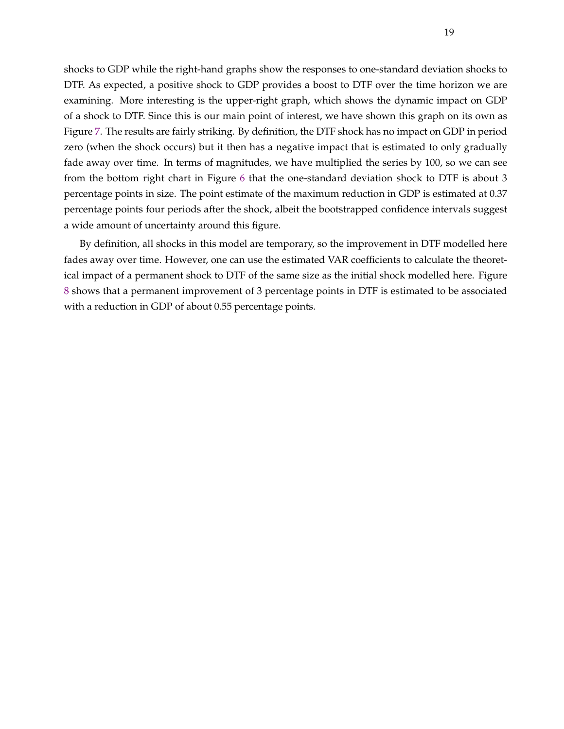shocks to GDP while the right-hand graphs show the responses to one-standard deviation shocks to DTF. As expected, a positive shock to GDP provides a boost to DTF over the time horizon we are examining. More interesting is the upper-right graph, which shows the dynamic impact on GDP of a shock to DTF. Since this is our main point of interest, we have shown this graph on its own as Figure 7. The results are fairly striking. By definition, the DTF shock has no impact on GDP in period zero (when the shock occurs) but it then has a negative impact that is estimated to only gradually fade away over time. In terms of magnitudes, we have multiplied the series by 100, so we can see from the bottom right chart in Figure 6 that the one-standard deviation shock to DTF is about 3 percentage points in size. The point estimate of the maximum reduction in GDP is estimated at 0.37 percentage points four periods after the shock, albeit the bootstrapped confidence intervals suggest a wide amount of uncertainty around this figure.

By definition, all shocks in this model are temporary, so the improvement in DTF modelled here fades away over time. However, one can use the estimated VAR coefficients to calculate the theoretical impact of a permanent shock to DTF of the same size as the initial shock modelled here. Figure 8 shows that a permanent improvement of 3 percentage points in DTF is estimated to be associated with a reduction in GDP of about 0.55 percentage points.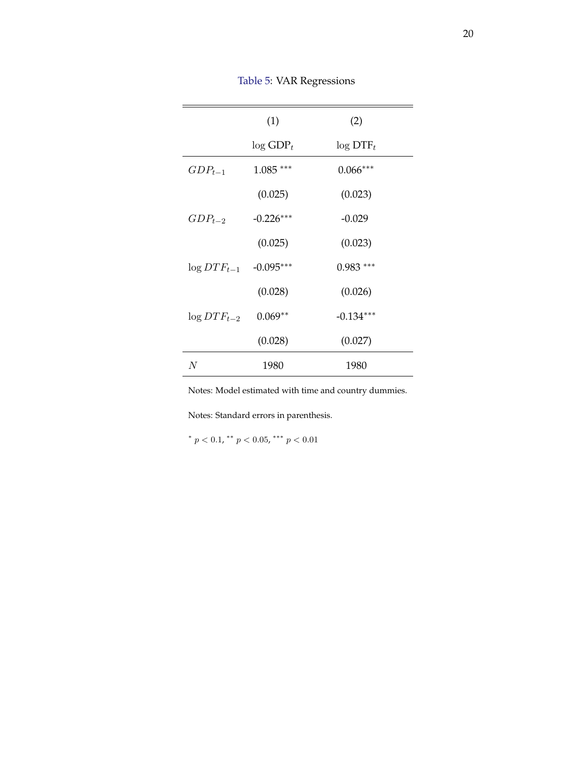Table 5: VAR Regressions

| | (1) | (2) |
|---|---|---|
| | $\log \text{GDP}_t$ | $\log \text{DTF}_t$ |
| $GDP_{t-1}$ | 1.085 $^{***}$ | 0.066$^{***}$ |
| | (0.025) | (0.023) |
| $GDP_{t-2}$ | -0.226$^{***}$ | -0.029 |
| | (0.025) | (0.023) |
| $\log DTF_{t-1}$ | -0.095$^{***}$ | 0.983 $^{***}$ |
| | (0.028) | (0.026) |
| $\log DTF_{t-2}$ | 0.069$^{**}$ | -0.134$^{***}$ |
| | (0.028) | (0.027) |
| $N$ | 1980 | 1980 |

Notes: Model estimated with time and country dummies.

Notes: Standard errors in parenthesis.

$^{*}$ $p < 0.1$, $^{**}$ $p < 0.05$, $^{***}$ $p < 0.01$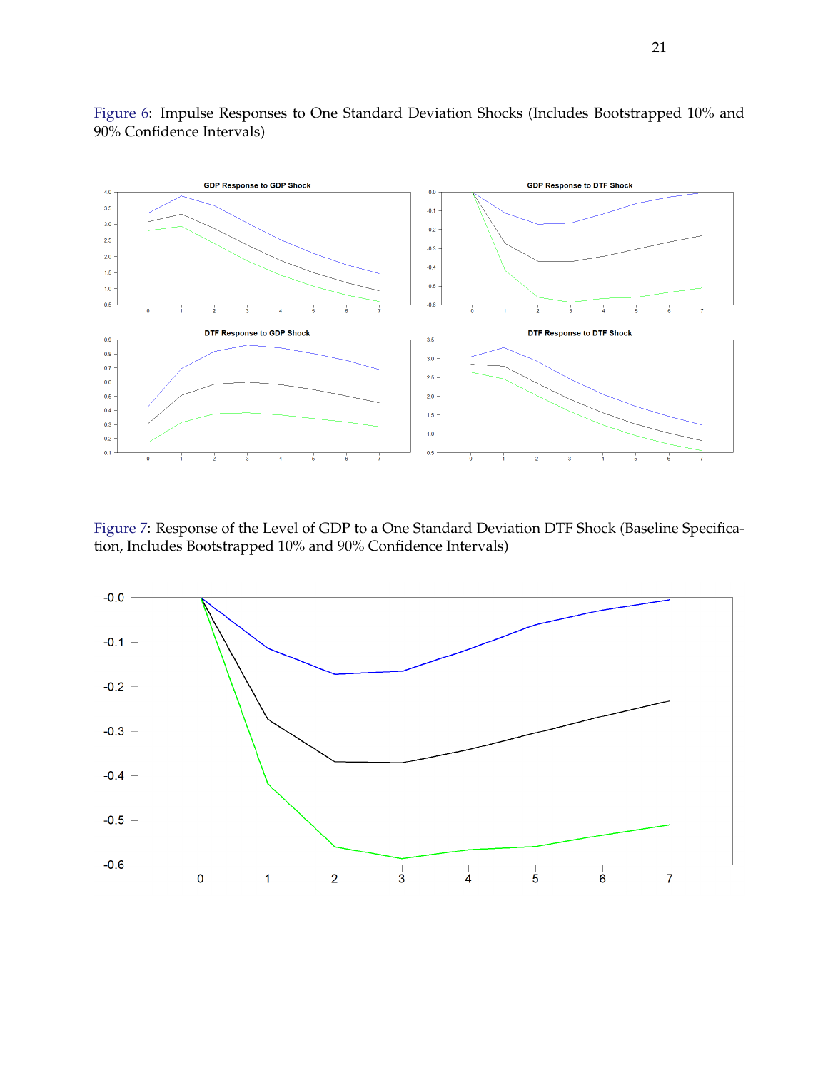Figure 6: Impulse Responses to One Standard Deviation Shocks (Includes Bootstrapped 10% and 90% Confidence Intervals)

Figure 7: Response of the Level of GDP to a One Standard Deviation DTF Shock (Baseline Specification, Includes Bootstrapped 10% and 90% Confidence Intervals)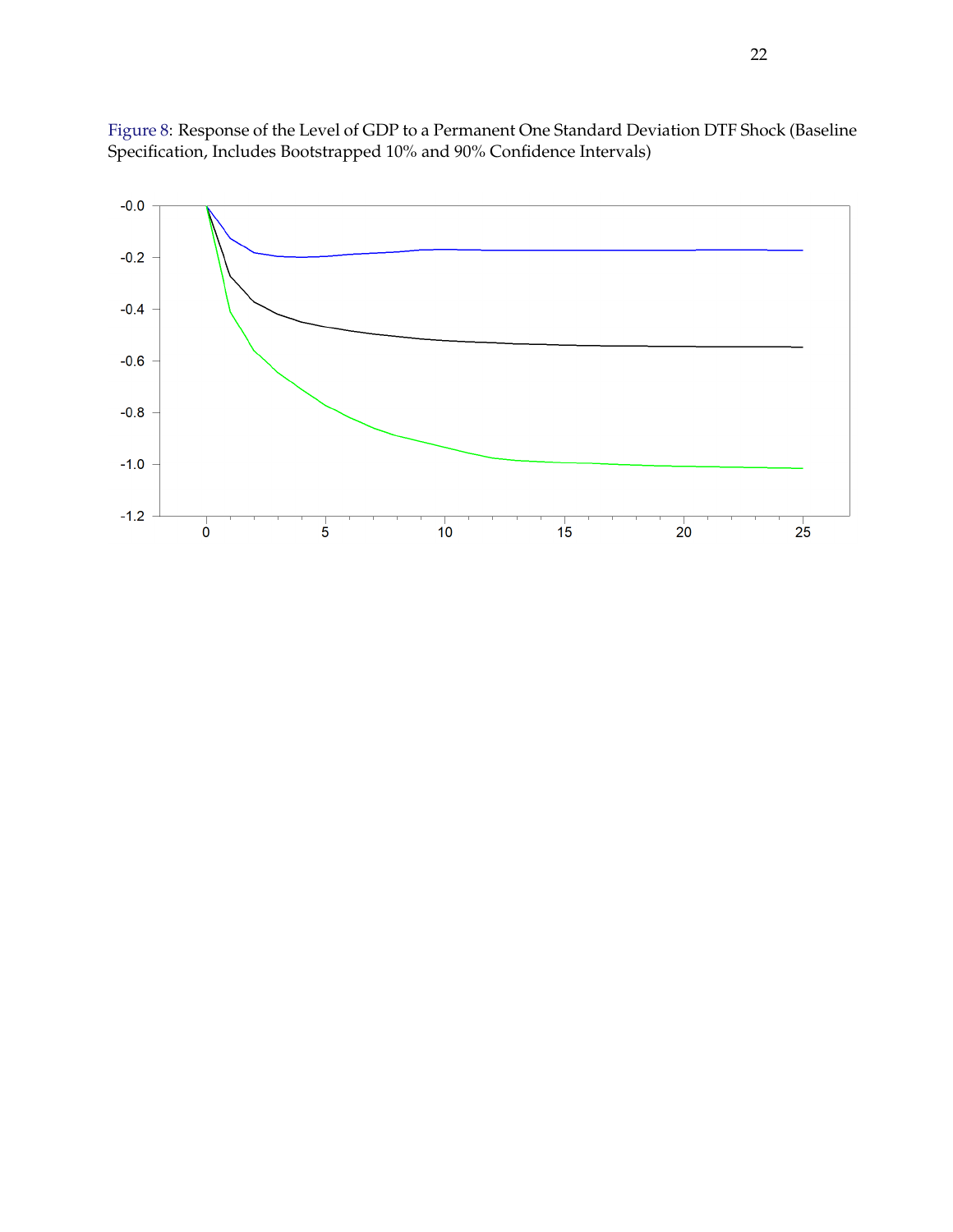Figure 8: Response of the Level of GDP to a Permanent One Standard Deviation DTF Shock (Baseline Specification, Includes Bootstrapped 10% and 90% Confidence Intervals)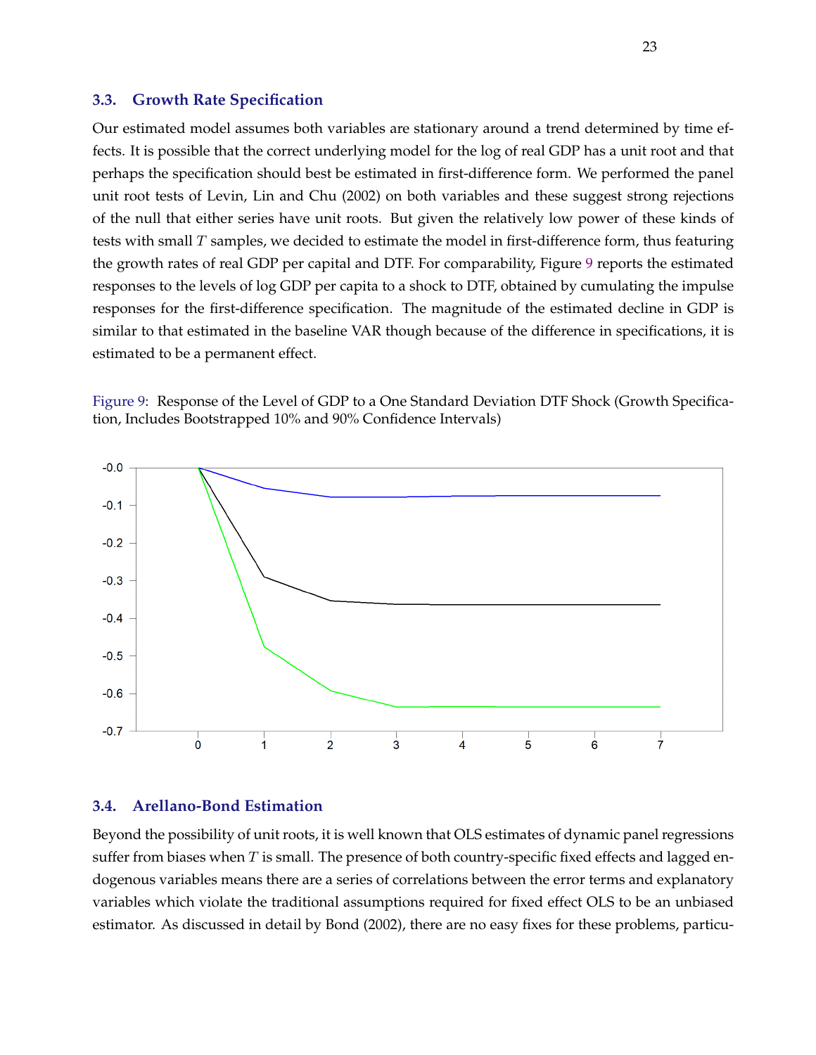### 3.3. Growth Rate Specification

Our estimated model assumes both variables are stationary around a trend determined by time effects. It is possible that the correct underlying model for the log of real GDP has a unit root and that perhaps the specification should best be estimated in first-difference form. We performed the panel unit root tests of Levin, Lin and Chu (2002) on both variables and these suggest strong rejections of the null that either series have unit roots. But given the relatively low power of these kinds of tests with small $T$ samples, we decided to estimate the model in first-difference form, thus featuring the growth rates of real GDP per capital and DTF. For comparability, Figure 9 reports the estimated responses to the levels of log GDP per capita to a shock to DTF, obtained by cumulating the impulse responses for the first-difference specification. The magnitude of the estimated decline in GDP is similar to that estimated in the baseline VAR though because of the difference in specifications, it is estimated to be a permanent effect.

Figure 9: Response of the Level of GDP to a One Standard Deviation DTF Shock (Growth Specification, Includes Bootstrapped 10% and 90% Confidence Intervals)

### 3.4. Arellano-Bond Estimation

Beyond the possibility of unit roots, it is well known that OLS estimates of dynamic panel regressions suffer from biases when $T$ is small. The presence of both country-specific fixed effects and lagged endogenous variables means there are a series of correlations between the error terms and explanatory variables which violate the traditional assumptions required for fixed effect OLS to be an unbiased estimator. As discussed in detail by Bond (2002), there are no easy fixes for these problems, particu-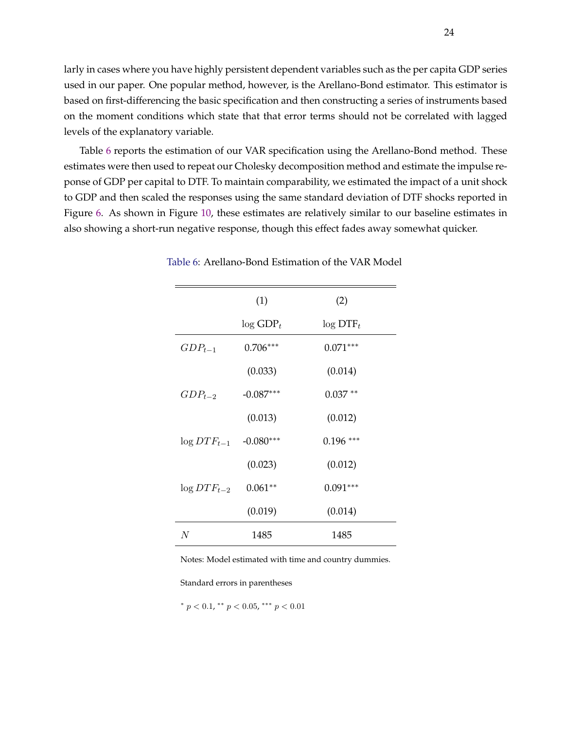larly in cases where you have highly persistent dependent variables such as the per capita GDP series used in our paper. One popular method, however, is the Arellano-Bond estimator. This estimator is based on first-differencing the basic specification and then constructing a series of instruments based on the moment conditions which state that that error terms should not be correlated with lagged levels of the explanatory variable.

Table 6 reports the estimation of our VAR specification using the Arellano-Bond method. These estimates were then used to repeat our Cholesky decomposition method and estimate the impulse reponse of GDP per capital to DTF. To maintain comparability, we estimated the impact of a unit shock to GDP and then scaled the responses using the same standard deviation of DTF shocks reported in Figure 6. As shown in Figure 10, these estimates are relatively similar to our baseline estimates in also showing a short-run negative response, though this effect fades away somewhat quicker.

Table 6: Arellano-Bond Estimation of the VAR Model

| | (1) | (2) |
|---|---|---|
| | $\log \text{GDP}_t$ | $\log \text{DTF}_t$ |
| $GDP_{t-1}$ | $0.706^{***}$ | $0.071^{***}$ |
| | (0.033) | (0.014) |
| $GDP_{t-2}$ | $-0.087^{***}$ | $0.037^{**}$ |
| | (0.013) | (0.012) |
| $\log DTF_{t-1}$ | $-0.080^{***}$ | $0.196^{***}$ |
| | (0.023) | (0.012) |
| $\log DTF_{t-2}$ | $0.061^{**}$ | $0.091^{***}$ |
| | (0.019) | (0.014) |
| $N$ | 1485 | 1485 |

Notes: Model estimated with time and country dummies.

Standard errors in parentheses

$^{*}$ $p < 0.1$, $^{**}$ $p < 0.05$, $^{***}$ $p < 0.01$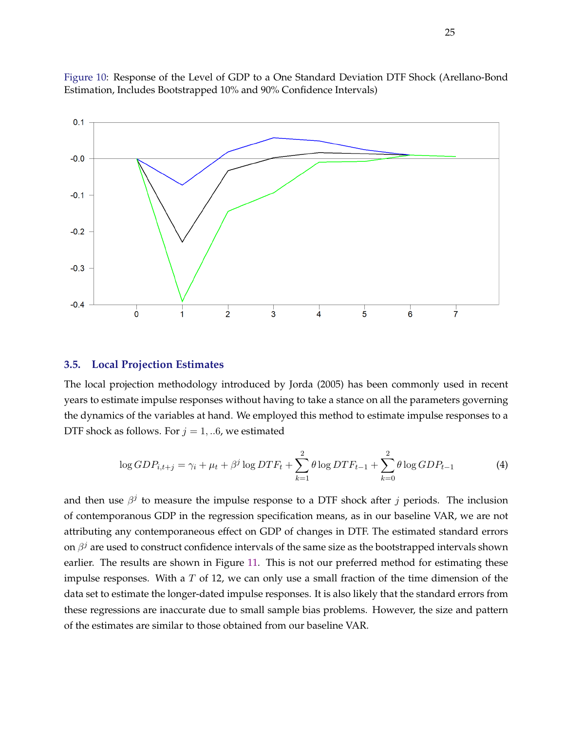Figure 10: Response of the Level of GDP to a One Standard Deviation DTF Shock (Arellano-Bond Estimation, Includes Bootstrapped 10% and 90% Confidence Intervals)

### 3.5. Local Projection Estimates

The local projection methodology introduced by Jorda (2005) has been commonly used in recent years to estimate impulse responses without having to take a stance on all the parameters governing the dynamics of the variables at hand. We employed this method to estimate impulse responses to a DTF shock as follows. For $j = 1, ..6$, we estimated

$$\log GDP_{i,t+j} = \gamma_i + \mu_t + \beta^j \log DTF_t + \sum_{k=1}^{2} \theta \log DTF_{t-1} + \sum_{k=0}^{2} \theta \log GDP_{t-1} \tag{4}$$

and then use $\beta^j$ to measure the impulse response to a DTF shock after $j$ periods. The inclusion of contemporanous GDP in the regression specification means, as in our baseline VAR, we are not attributing any contemporaneous effect on GDP of changes in DTF. The estimated standard errors on $\beta^j$ are used to construct confidence intervals of the same size as the bootstrapped intervals shown earlier. The results are shown in Figure 11. This is not our preferred method for estimating these impulse responses. With a $T$ of 12, we can only use a small fraction of the time dimension of the data set to estimate the longer-dated impulse responses. It is also likely that the standard errors from these regressions are inaccurate due to small sample bias problems. However, the size and pattern of the estimates are similar to those obtained from our baseline VAR.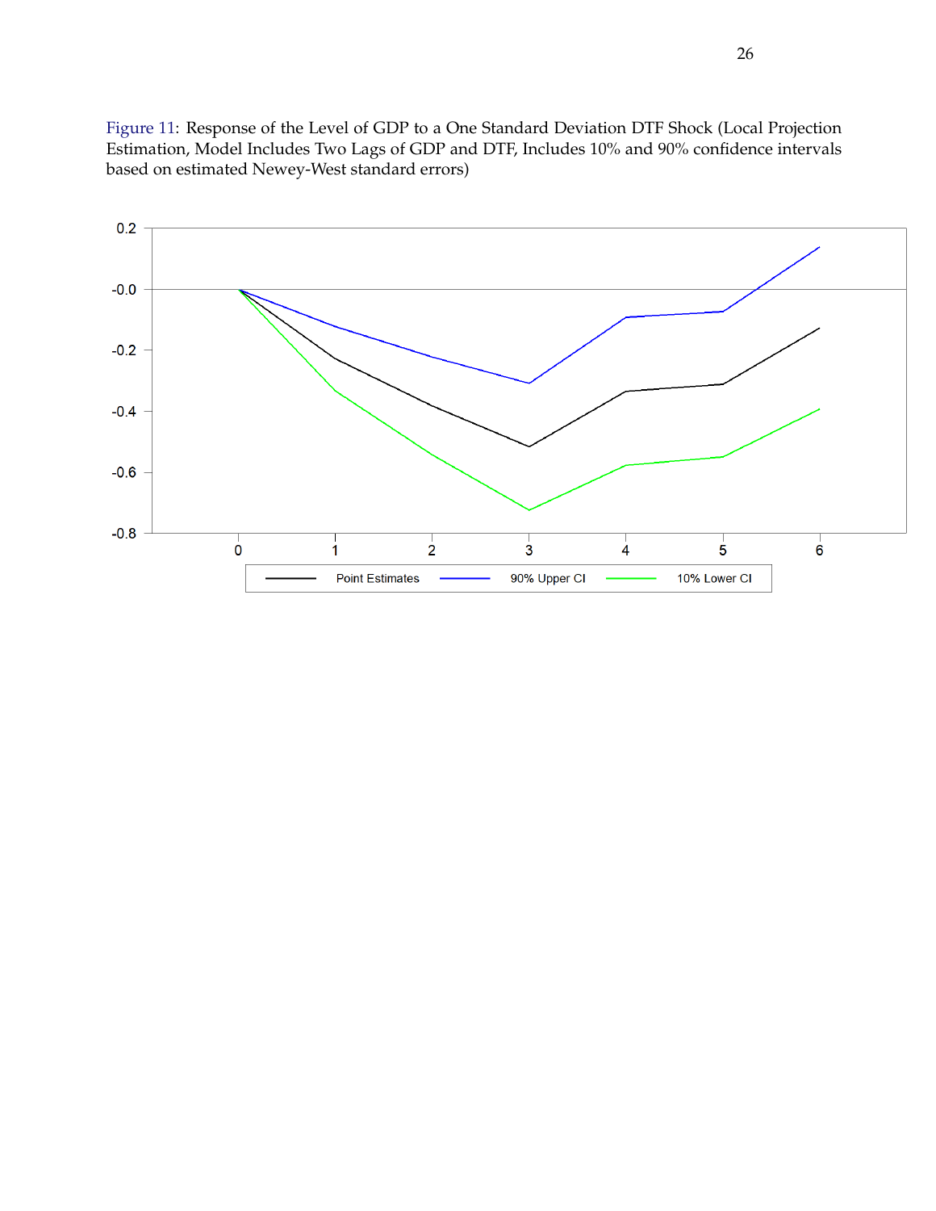Figure 11: Response of the Level of GDP to a One Standard Deviation DTF Shock (Local Projection Estimation, Model Includes Two Lags of GDP and DTF, Includes 10% and 90% confidence intervals based on estimated Newey-West standard errors)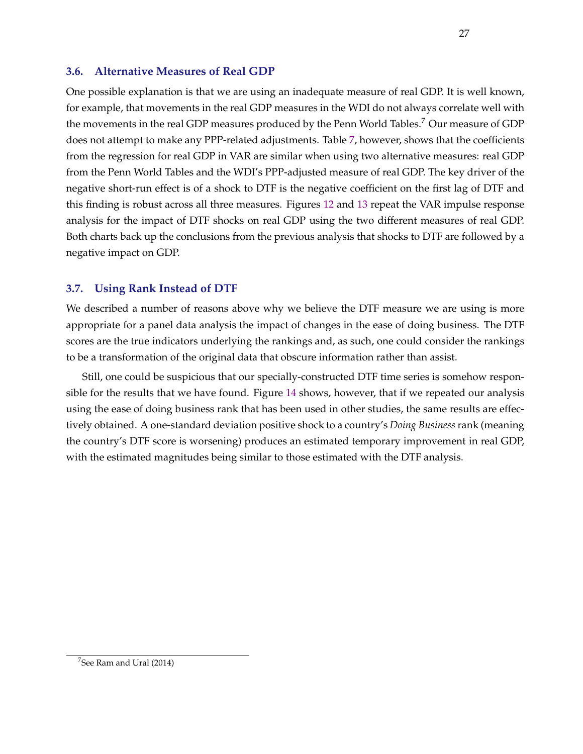### 3.6. Alternative Measures of Real GDP

One possible explanation is that we are using an inadequate measure of real GDP. It is well known, for example, that movements in the real GDP measures in the WDI do not always correlate well with the movements in the real GDP measures produced by the Penn World Tables.[7] Our measure of GDP does not attempt to make any PPP-related adjustments. Table 7, however, shows that the coefficients from the regression for real GDP in VAR are similar when using two alternative measures: real GDP from the Penn World Tables and the WDI's PPP-adjusted measure of real GDP. The key driver of the negative short-run effect is of a shock to DTF is the negative coefficient on the first lag of DTF and this finding is robust across all three measures. Figures 12 and 13 repeat the VAR impulse response analysis for the impact of DTF shocks on real GDP using the two different measures of real GDP. Both charts back up the conclusions from the previous analysis that shocks to DTF are followed by a negative impact on GDP.

### 3.7. Using Rank Instead of DTF

We described a number of reasons above why we believe the DTF measure we are using is more appropriate for a panel data analysis the impact of changes in the ease of doing business. The DTF scores are the true indicators underlying the rankings and, as such, one could consider the rankings to be a transformation of the original data that obscure information rather than assist.

Still, one could be suspicious that our specially-constructed DTF time series is somehow responsible for the results that we have found. Figure 14 shows, however, that if we repeated our analysis using the ease of doing business rank that has been used in other studies, the same results are effectively obtained. A one-standard deviation positive shock to a country's *Doing Business* rank (meaning the country's DTF score is worsening) produces an estimated temporary improvement in real GDP, with the estimated magnitudes being similar to those estimated with the DTF analysis.

[7] See Ram and Ural (2014)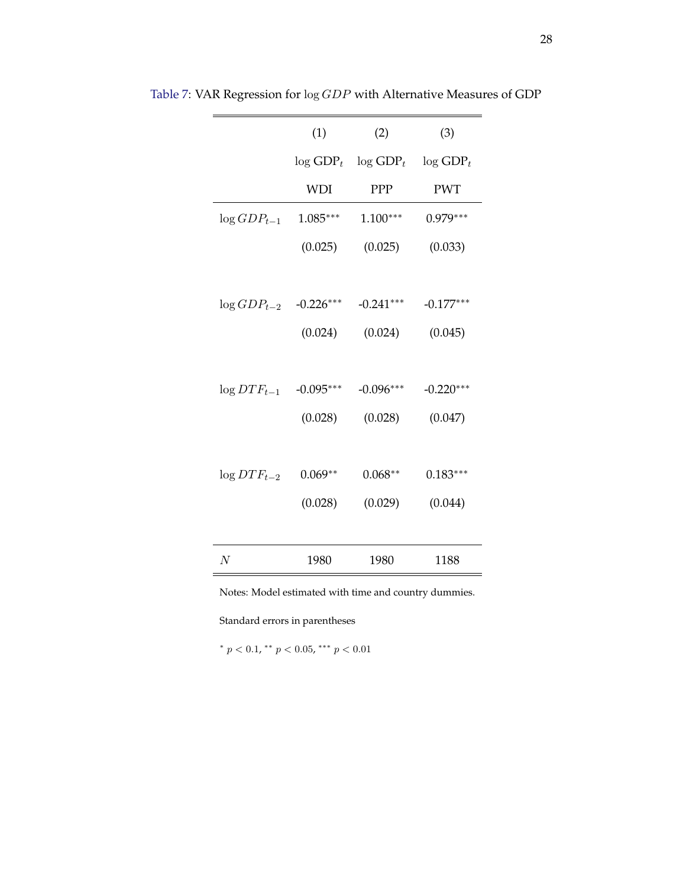Table 7: VAR Regression for $\log GDP$ with Alternative Measures of GDP

| | (1) | (2) | (3) |
|---|---|---|---|
| | $\log \text{GDP}_t$ | $\log \text{GDP}_t$ | $\log \text{GDP}_t$ |
| | WDI | PPP | PWT |
| $\log GDP_{t-1}$ | 1.085$^{***}$ | 1.100$^{***}$ | 0.979$^{***}$ |
| | (0.025) | (0.025) | (0.033) |
| $\log GDP_{t-2}$ | -0.226$^{***}$ | -0.241$^{***}$ | -0.177$^{***}$ |
| | (0.024) | (0.024) | (0.045) |
| $\log DTF_{t-1}$ | -0.095$^{***}$ | -0.096$^{***}$ | -0.220$^{***}$ |
| | (0.028) | (0.028) | (0.047) |
| $\log DTF_{t-2}$ | 0.069$^{**}$ | 0.068$^{**}$ | 0.183$^{***}$ |
| | (0.028) | (0.029) | (0.044) |
| $N$ | 1980 | 1980 | 1188 |

Notes: Model estimated with time and country dummies.

Standard errors in parentheses

$^{*}$ $p < 0.1$, $^{**}$ $p < 0.05$, $^{***}$ $p < 0.01$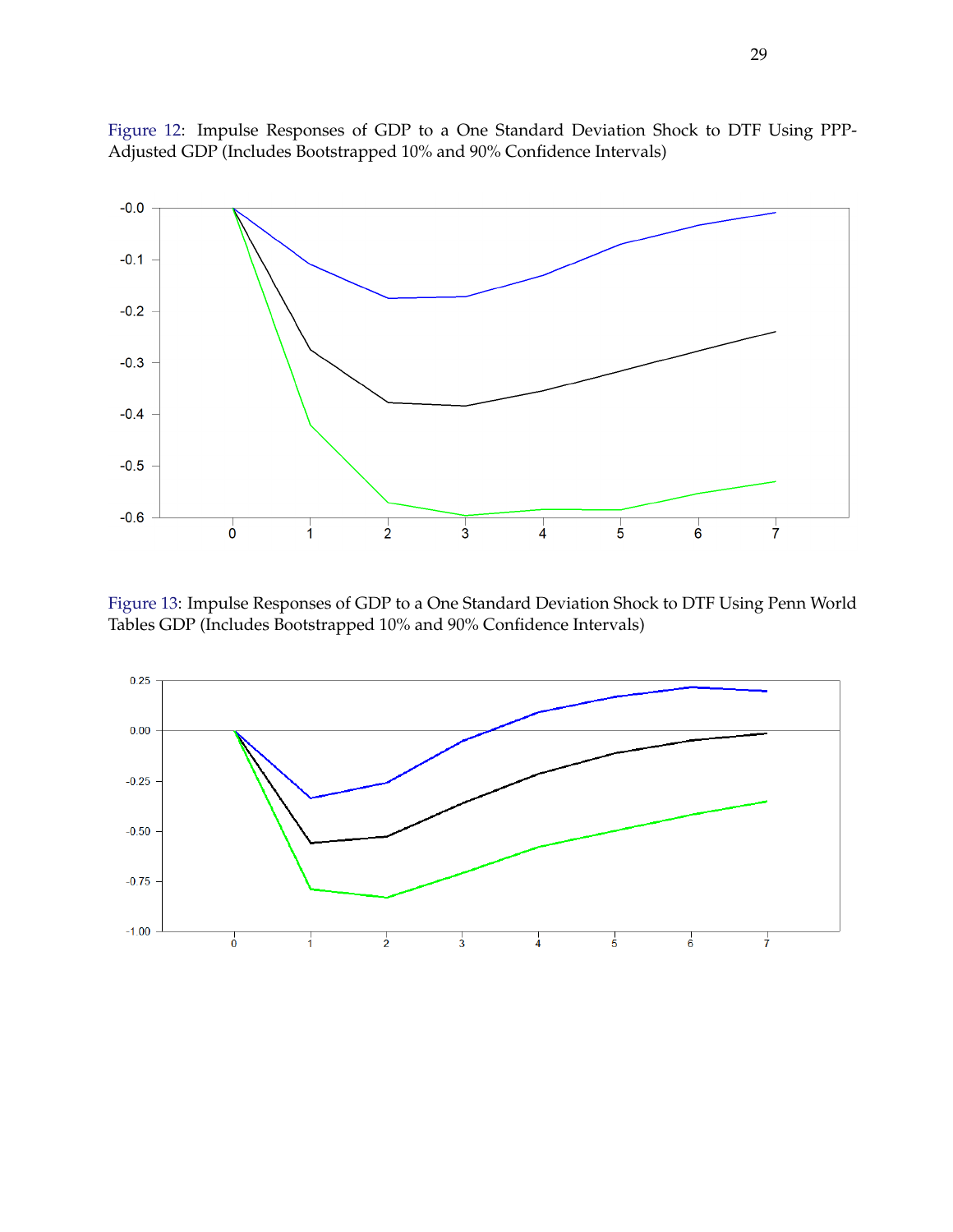Figure 12: Impulse Responses of GDP to a One Standard Deviation Shock to DTF Using PPP-Adjusted GDP (Includes Bootstrapped 10% and 90% Confidence Intervals)

Figure 13: Impulse Responses of GDP to a One Standard Deviation Shock to DTF Using Penn World Tables GDP (Includes Bootstrapped 10% and 90% Confidence Intervals)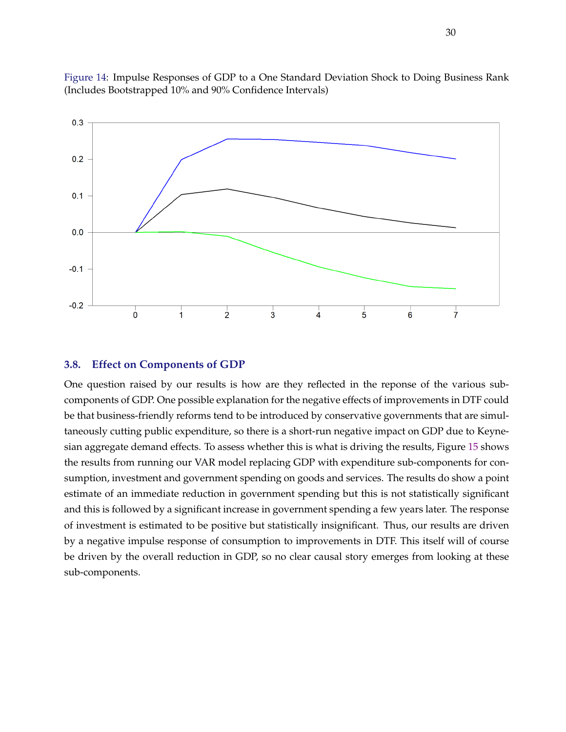Figure 14: Impulse Responses of GDP to a One Standard Deviation Shock to Doing Business Rank (Includes Bootstrapped 10% and 90% Confidence Intervals)

### 3.8. Effect on Components of GDP

One question raised by our results is how are they reflected in the reponse of the various sub-components of GDP. One possible explanation for the negative effects of improvements in DTF could be that business-friendly reforms tend to be introduced by conservative governments that are simultaneously cutting public expenditure, so there is a short-run negative impact on GDP due to Keynesian aggregate demand effects. To assess whether this is what is driving the results, Figure 15 shows the results from running our VAR model replacing GDP with expenditure sub-components for consumption, investment and government spending on goods and services. The results do show a point estimate of an immediate reduction in government spending but this is not statistically significant and this is followed by a significant increase in government spending a few years later. The response of investment is estimated to be positive but statistically insignificant. Thus, our results are driven by a negative impulse response of consumption to improvements in DTF. This itself will of course be driven by the overall reduction in GDP, so no clear causal story emerges from looking at these sub-components.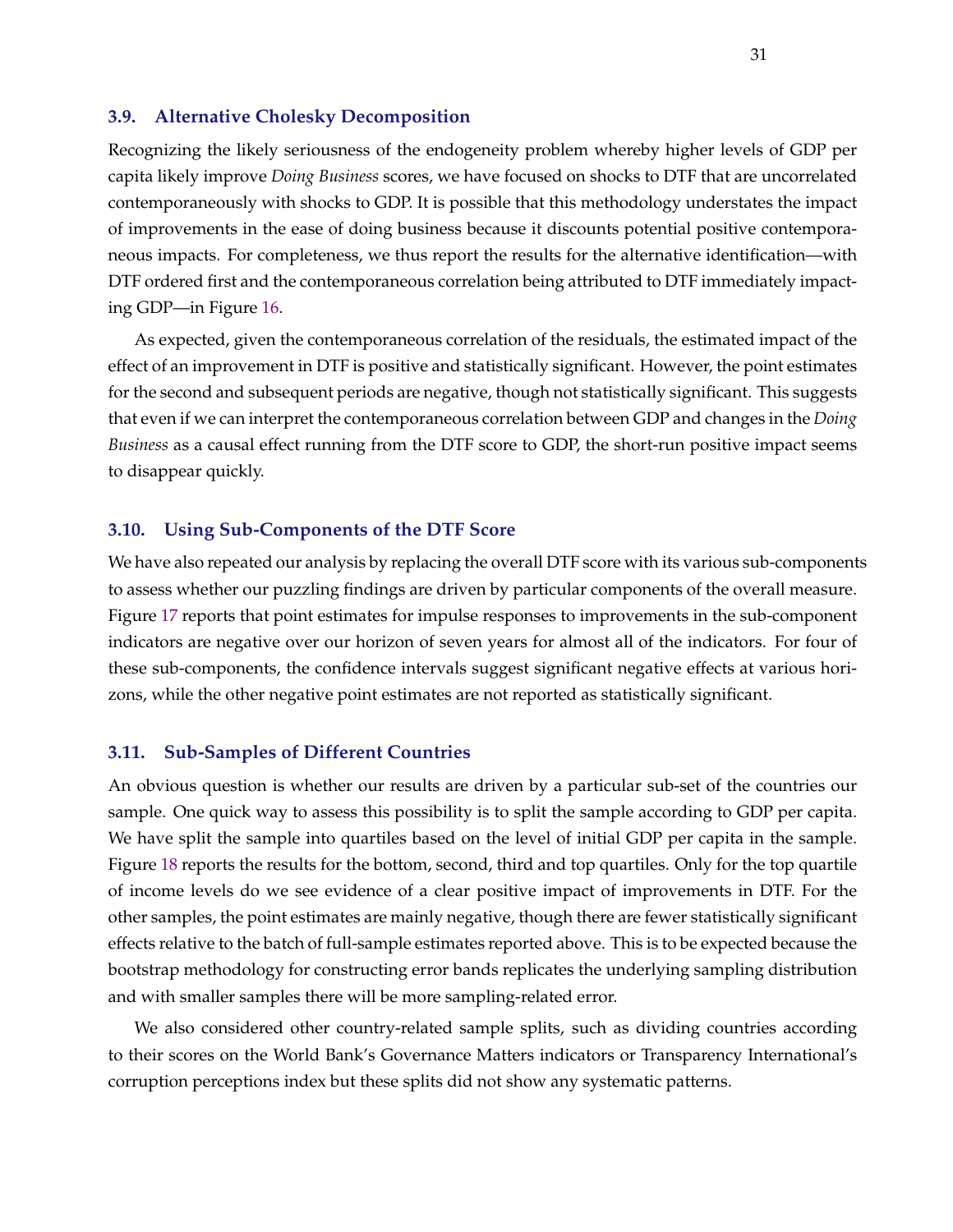### 3.9. Alternative Cholesky Decomposition

Recognizing the likely seriousness of the endogeneity problem whereby higher levels of GDP per capita likely improve *Doing Business* scores, we have focused on shocks to DTF that are uncorrelated contemporaneously with shocks to GDP. It is possible that this methodology understates the impact of improvements in the ease of doing business because it discounts potential positive contemporaneous impacts. For completeness, we thus report the results for the alternative identification—with DTF ordered first and the contemporaneous correlation being attributed to DTF immediately impacting GDP—in Figure 16.

As expected, given the contemporaneous correlation of the residuals, the estimated impact of the effect of an improvement in DTF is positive and statistically significant. However, the point estimates for the second and subsequent periods are negative, though not statistically significant. This suggests that even if we can interpret the contemporaneous correlation between GDP and changes in the *Doing Business* as a causal effect running from the DTF score to GDP, the short-run positive impact seems to disappear quickly.

### 3.10. Using Sub-Components of the DTF Score

We have also repeated our analysis by replacing the overall DTF score with its various sub-components to assess whether our puzzling findings are driven by particular components of the overall measure. Figure 17 reports that point estimates for impulse responses to improvements in the sub-component indicators are negative over our horizon of seven years for almost all of the indicators. For four of these sub-components, the confidence intervals suggest significant negative effects at various horizons, while the other negative point estimates are not reported as statistically significant.

### 3.11. Sub-Samples of Different Countries

An obvious question is whether our results are driven by a particular sub-set of the countries our sample. One quick way to assess this possibility is to split the sample according to GDP per capita. We have split the sample into quartiles based on the level of initial GDP per capita in the sample. Figure 18 reports the results for the bottom, second, third and top quartiles. Only for the top quartile of income levels do we see evidence of a clear positive impact of improvements in DTF. For the other samples, the point estimates are mainly negative, though there are fewer statistically significant effects relative to the batch of full-sample estimates reported above. This is to be expected because the bootstrap methodology for constructing error bands replicates the underlying sampling distribution and with smaller samples there will be more sampling-related error.

We also considered other country-related sample splits, such as dividing countries according to their scores on the World Bank's Governance Matters indicators or Transparency International's corruption perceptions index but these splits did not show any systematic patterns.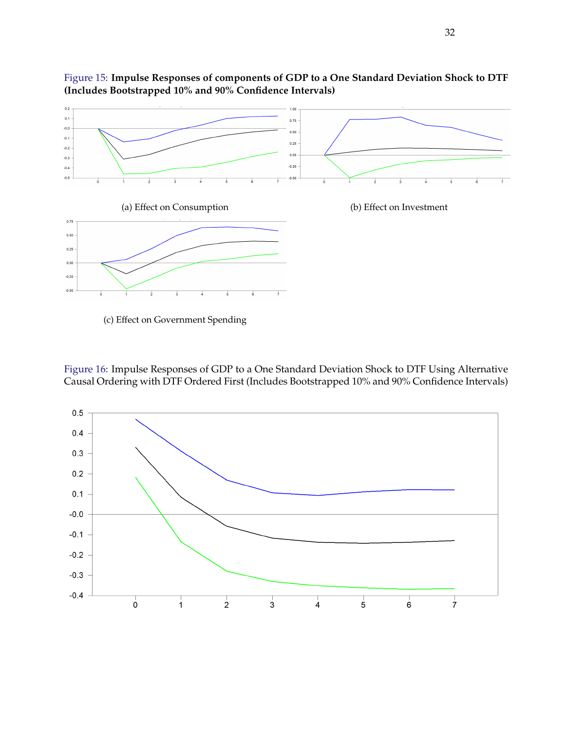Figure 15: **Impulse Responses of components of GDP to a One Standard Deviation Shock to DTF (Includes Bootstrapped 10% and 90% Confidence Intervals)**

(a) Effect on Consumption

(b) Effect on Investment

(c) Effect on Government Spending

Figure 16: Impulse Responses of GDP to a One Standard Deviation Shock to DTF Using Alternative Causal Ordering with DTF Ordered First (Includes Bootstrapped 10% and 90% Confidence Intervals)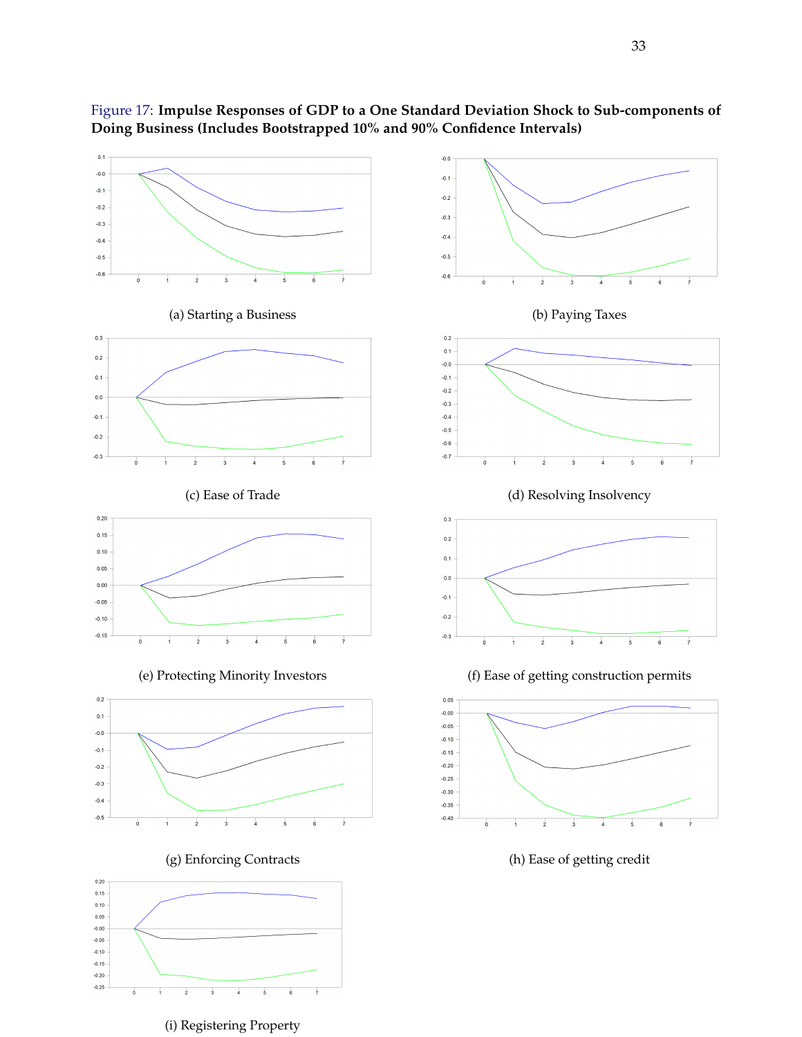Figure 17: **Impulse Responses of GDP to a One Standard Deviation Shock to Sub-components of Doing Business (Includes Bootstrapped 10% and 90% Confidence Intervals)**

(a) Starting a Business

(b) Paying Taxes

(c) Ease of Trade

(d) Resolving Insolvency

(e) Protecting Minority Investors

(f) Ease of getting construction permits

(g) Enforcing Contracts

(h) Ease of getting credit

(i) Registering Property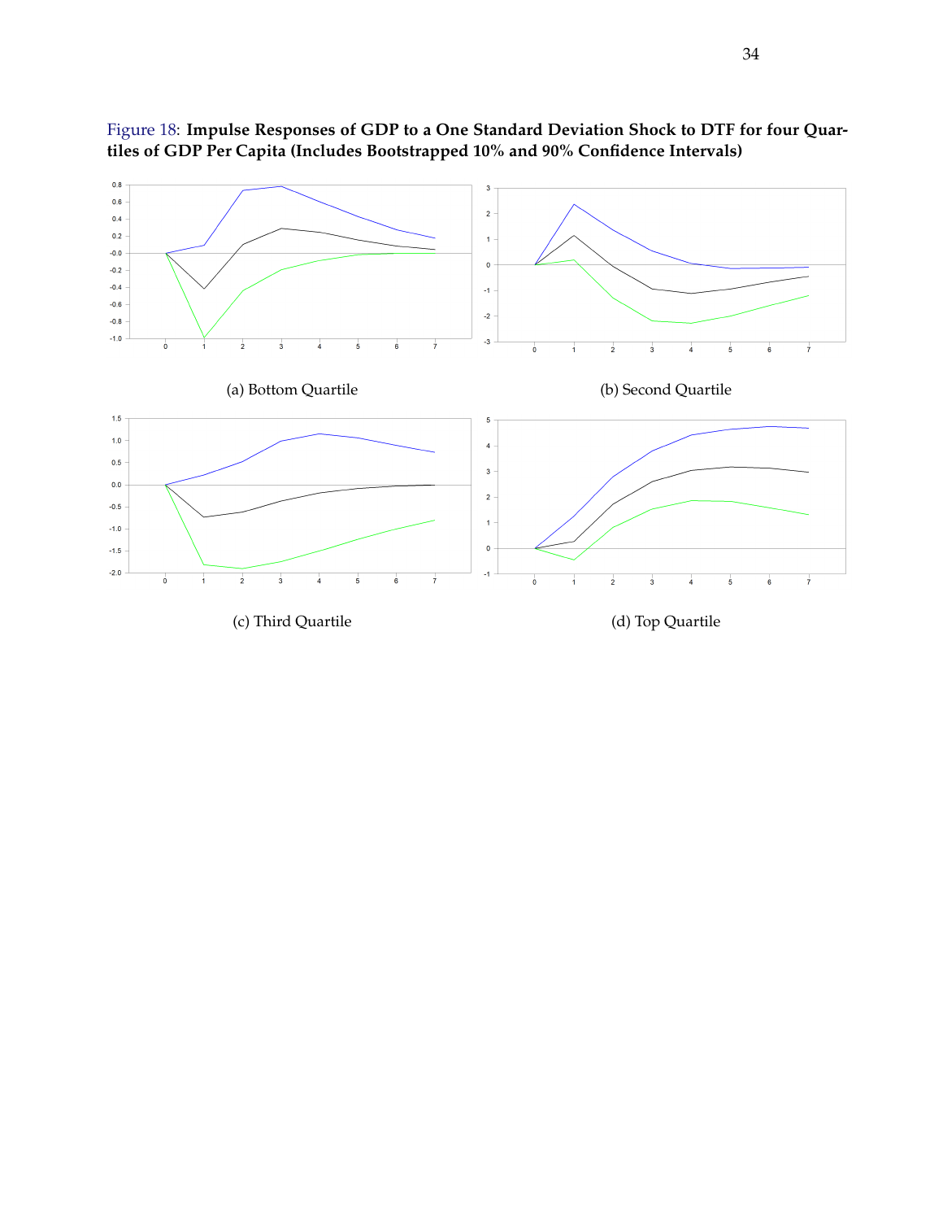Figure 18: **Impulse Responses of GDP to a One Standard Deviation Shock to DTF for four Quartiles of GDP Per Capita (Includes Bootstrapped 10% and 90% Confidence Intervals)**

(a) Bottom Quartile

(b) Second Quartile

(c) Third Quartile

(d) Top Quartile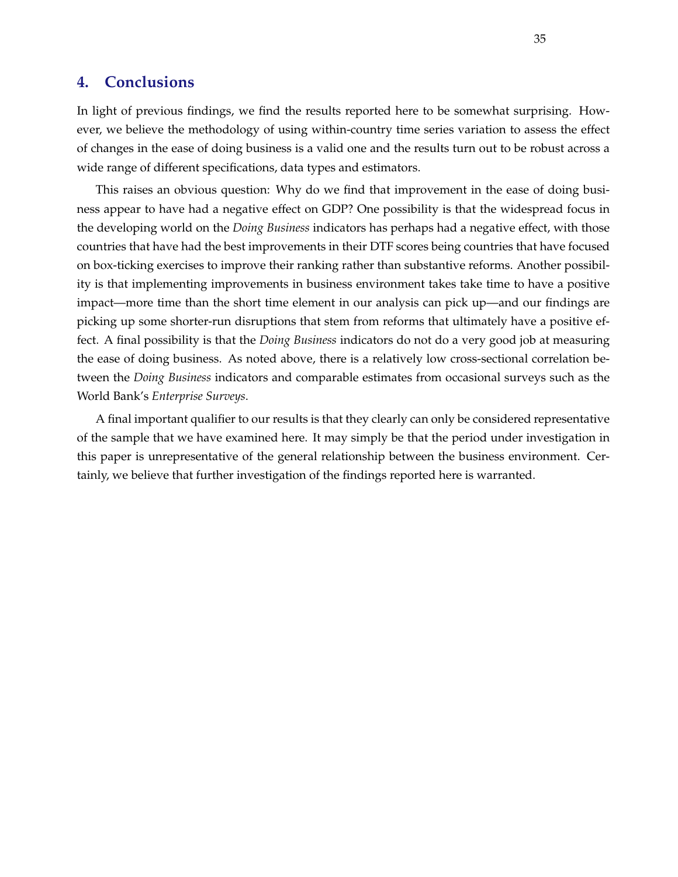## 4. Conclusions

In light of previous findings, we find the results reported here to be somewhat surprising. However, we believe the methodology of using within-country time series variation to assess the effect of changes in the ease of doing business is a valid one and the results turn out to be robust across a wide range of different specifications, data types and estimators.

This raises an obvious question: Why do we find that improvement in the ease of doing business appear to have had a negative effect on GDP? One possibility is that the widespread focus in the developing world on the *Doing Business* indicators has perhaps had a negative effect, with those countries that have had the best improvements in their DTF scores being countries that have focused on box-ticking exercises to improve their ranking rather than substantive reforms. Another possibility is that implementing improvements in business environment takes take time to have a positive impact—more time than the short time element in our analysis can pick up—and our findings are picking up some shorter-run disruptions that stem from reforms that ultimately have a positive effect. A final possibility is that the *Doing Business* indicators do not do a very good job at measuring the ease of doing business. As noted above, there is a relatively low cross-sectional correlation between the *Doing Business* indicators and comparable estimates from occasional surveys such as the World Bank's *Enterprise Surveys*.

A final important qualifier to our results is that they clearly can only be considered representative of the sample that we have examined here. It may simply be that the period under investigation in this paper is unrepresentative of the general relationship between the business environment. Certainly, we believe that further investigation of the findings reported here is warranted.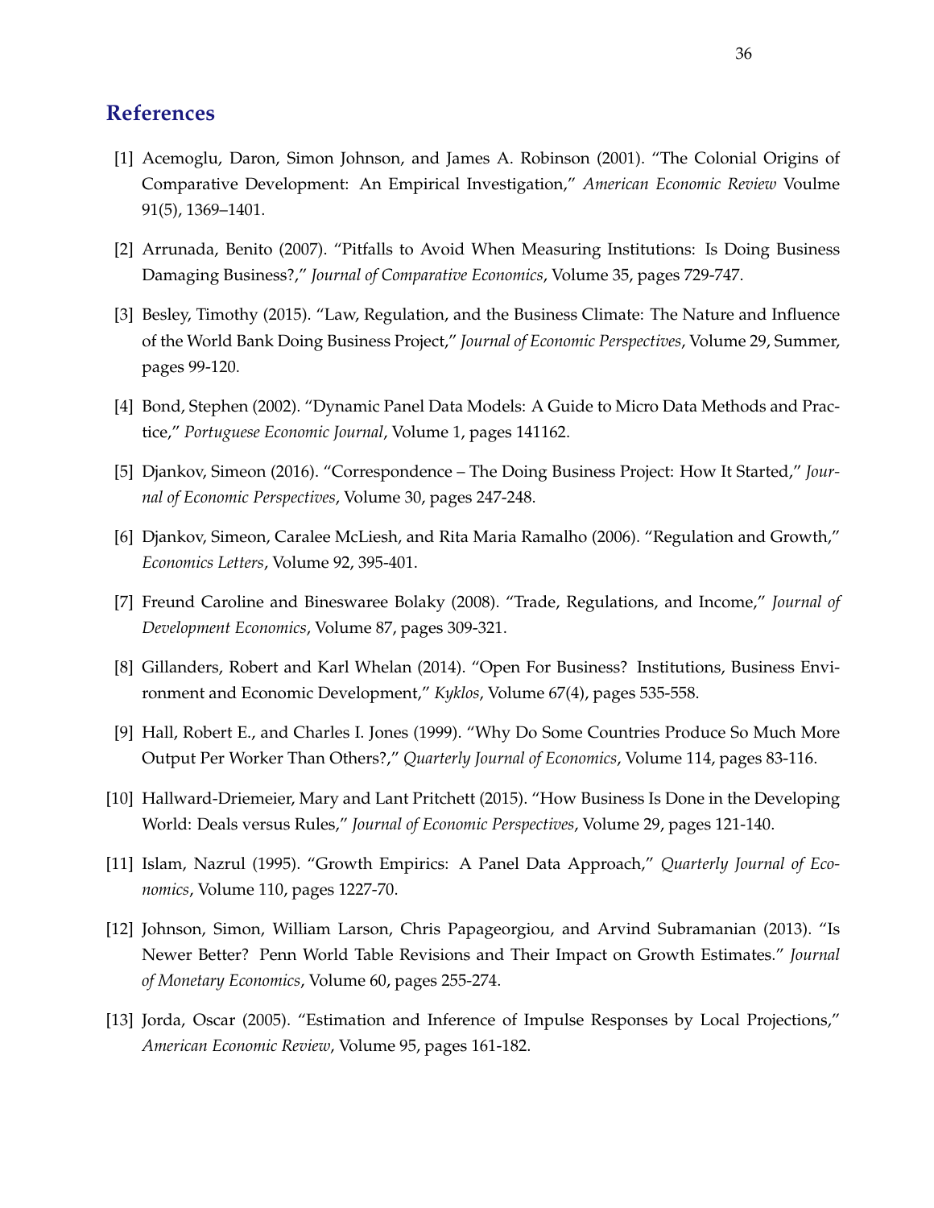## References

[1] Acemoglu, Daron, Simon Johnson, and James A. Robinson (2001). "The Colonial Origins of Comparative Development: An Empirical Investigation," *American Economic Review* Voulme 91(5), 1369–1401.

[2] Arrunada, Benito (2007). "Pitfalls to Avoid When Measuring Institutions: Is Doing Business Damaging Business?," *Journal of Comparative Economics*, Volume 35, pages 729-747.

[3] Besley, Timothy (2015). "Law, Regulation, and the Business Climate: The Nature and Influence of the World Bank Doing Business Project," *Journal of Economic Perspectives*, Volume 29, Summer, pages 99-120.

[4] Bond, Stephen (2002). "Dynamic Panel Data Models: A Guide to Micro Data Methods and Practice," *Portuguese Economic Journal*, Volume 1, pages 141162.

[5] Djankov, Simeon (2016). "Correspondence – The Doing Business Project: How It Started," *Journal of Economic Perspectives*, Volume 30, pages 247-248.

[6] Djankov, Simeon, Caralee McLiesh, and Rita Maria Ramalho (2006). "Regulation and Growth," *Economics Letters*, Volume 92, 395-401.

[7] Freund Caroline and Bineswaree Bolaky (2008). "Trade, Regulations, and Income," *Journal of Development Economics*, Volume 87, pages 309-321.

[8] Gillanders, Robert and Karl Whelan (2014). "Open For Business? Institutions, Business Environment and Economic Development," *Kyklos*, Volume 67(4), pages 535-558.

[9] Hall, Robert E., and Charles I. Jones (1999). "Why Do Some Countries Produce So Much More Output Per Worker Than Others?," *Quarterly Journal of Economics*, Volume 114, pages 83-116.

[10] Hallward-Driemeier, Mary and Lant Pritchett (2015). "How Business Is Done in the Developing World: Deals versus Rules," *Journal of Economic Perspectives*, Volume 29, pages 121-140.

[11] Islam, Nazrul (1995). "Growth Empirics: A Panel Data Approach," *Quarterly Journal of Economics*, Volume 110, pages 1227-70.

[12] Johnson, Simon, William Larson, Chris Papageorgiou, and Arvind Subramanian (2013). "Is Newer Better? Penn World Table Revisions and Their Impact on Growth Estimates." *Journal of Monetary Economics*, Volume 60, pages 255-274.

[13] Jorda, Oscar (2005). "Estimation and Inference of Impulse Responses by Local Projections," *American Economic Review*, Volume 95, pages 161-182.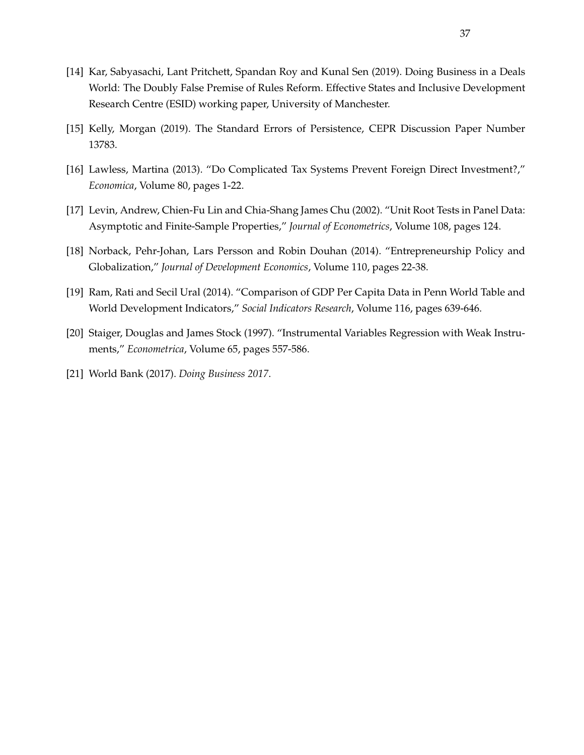[14] Kar, Sabyasachi, Lant Pritchett, Spandan Roy and Kunal Sen (2019). Doing Business in a Deals World: The Doubly False Premise of Rules Reform. Effective States and Inclusive Development Research Centre (ESID) working paper, University of Manchester.

[15] Kelly, Morgan (2019). The Standard Errors of Persistence, CEPR Discussion Paper Number 13783.

[16] Lawless, Martina (2013). "Do Complicated Tax Systems Prevent Foreign Direct Investment?," *Economica*, Volume 80, pages 1-22.

[17] Levin, Andrew, Chien-Fu Lin and Chia-Shang James Chu (2002). "Unit Root Tests in Panel Data: Asymptotic and Finite-Sample Properties," *Journal of Econometrics*, Volume 108, pages 124.

[18] Norback, Pehr-Johan, Lars Persson and Robin Douhan (2014). "Entrepreneurship Policy and Globalization," *Journal of Development Economics*, Volume 110, pages 22-38.

[19] Ram, Rati and Secil Ural (2014). "Comparison of GDP Per Capita Data in Penn World Table and World Development Indicators," *Social Indicators Research*, Volume 116, pages 639-646.

[20] Staiger, Douglas and James Stock (1997). "Instrumental Variables Regression with Weak Instruments," *Econometrica*, Volume 65, pages 557-586.

[21] World Bank (2017). *Doing Business 2017*.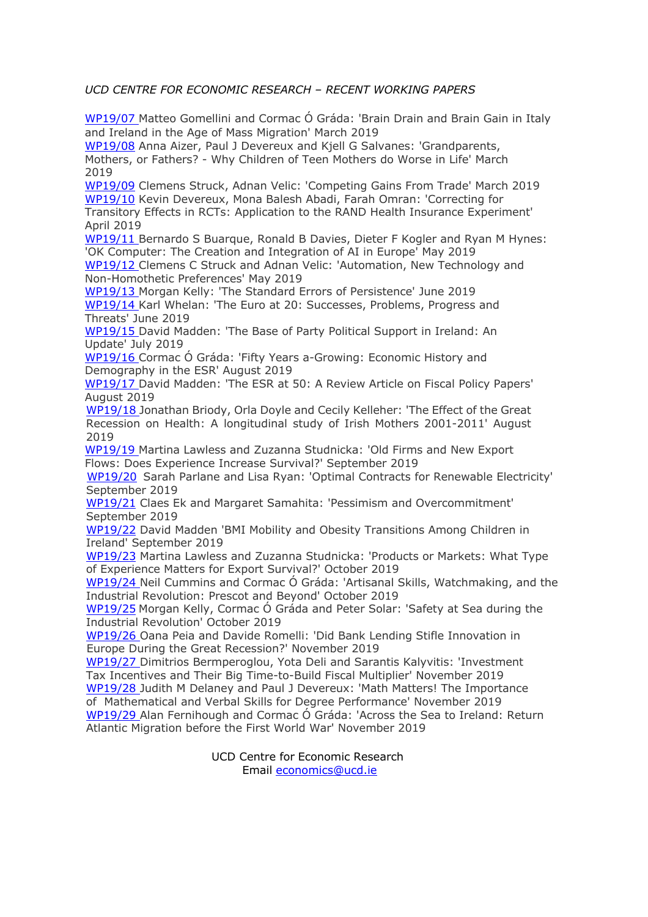*UCD CENTRE FOR ECONOMIC RESEARCH – RECENT WORKING PAPERS*

WP19/07 Matteo Gomellini and Cormac Ó Gráda: 'Brain Drain and Brain Gain in Italy and Ireland in the Age of Mass Migration' March 2019

WP19/08 Anna Aizer, Paul J Devereux and Kjell G Salvanes: 'Grandparents, Mothers, or Fathers? - Why Children of Teen Mothers do Worse in Life' March 2019

WP19/09 Clemens Struck, Adnan Velic: 'Competing Gains From Trade' March 2019

WP19/10 Kevin Devereux, Mona Balesh Abadi, Farah Omran: 'Correcting for Transitory Effects in RCTs: Application to the RAND Health Insurance Experiment' April 2019

WP19/11 Bernardo S Buarque, Ronald B Davies, Dieter F Kogler and Ryan M Hynes: 'OK Computer: The Creation and Integration of AI in Europe' May 2019

WP19/12 Clemens C Struck and Adnan Velic: 'Automation, New Technology and Non-Homothetic Preferences' May 2019

WP19/13 Morgan Kelly: 'The Standard Errors of Persistence' June 2019

WP19/14 Karl Whelan: 'The Euro at 20: Successes, Problems, Progress and Threats' June 2019

WP19/15 David Madden: 'The Base of Party Political Support in Ireland: An Update' July 2019

WP19/16 Cormac Ó Gráda: 'Fifty Years a-Growing: Economic History and Demography in the ESR' August 2019

WP19/17 David Madden: 'The ESR at 50: A Review Article on Fiscal Policy Papers' August 2019

WP19/18 Jonathan Briody, Orla Doyle and Cecily Kelleher: 'The Effect of the Great Recession on Health: A longitudinal study of Irish Mothers 2001-2011' August 2019

WP19/19 Martina Lawless and Zuzanna Studnicka: 'Old Firms and New Export Flows: Does Experience Increase Survival?' September 2019

WP19/20 Sarah Parlane and Lisa Ryan: 'Optimal Contracts for Renewable Electricity' September 2019

WP19/21 Claes Ek and Margaret Samahita: 'Pessimism and Overcommitment' September 2019

WP19/22 David Madden 'BMI Mobility and Obesity Transitions Among Children in Ireland' September 2019

WP19/23 Martina Lawless and Zuzanna Studnicka: 'Products or Markets: What Type of Experience Matters for Export Survival?' October 2019

WP19/24 Neil Cummins and Cormac Ó Gráda: 'Artisanal Skills, Watchmaking, and the Industrial Revolution: Prescot and Beyond' October 2019

WP19/25 Morgan Kelly, Cormac Ó Gráda and Peter Solar: 'Safety at Sea during the Industrial Revolution' October 2019

WP19/26 Oana Peia and Davide Romelli: 'Did Bank Lending Stifle Innovation in Europe During the Great Recession?' November 2019

WP19/27 Dimitrios Bermperoglou, Yota Deli and Sarantis Kalyvitis: 'Investment Tax Incentives and Their Big Time-to-Build Fiscal Multiplier' November 2019

WP19/28 Judith M Delaney and Paul J Devereux: 'Math Matters! The Importance of Mathematical and Verbal Skills for Degree Performance' November 2019

WP19/29 Alan Fernihough and Cormac Ó Gráda: 'Across the Sea to Ireland: Return Atlantic Migration before the First World War' November 2019

UCD Centre for Economic Research
Email economics@ucd.ie